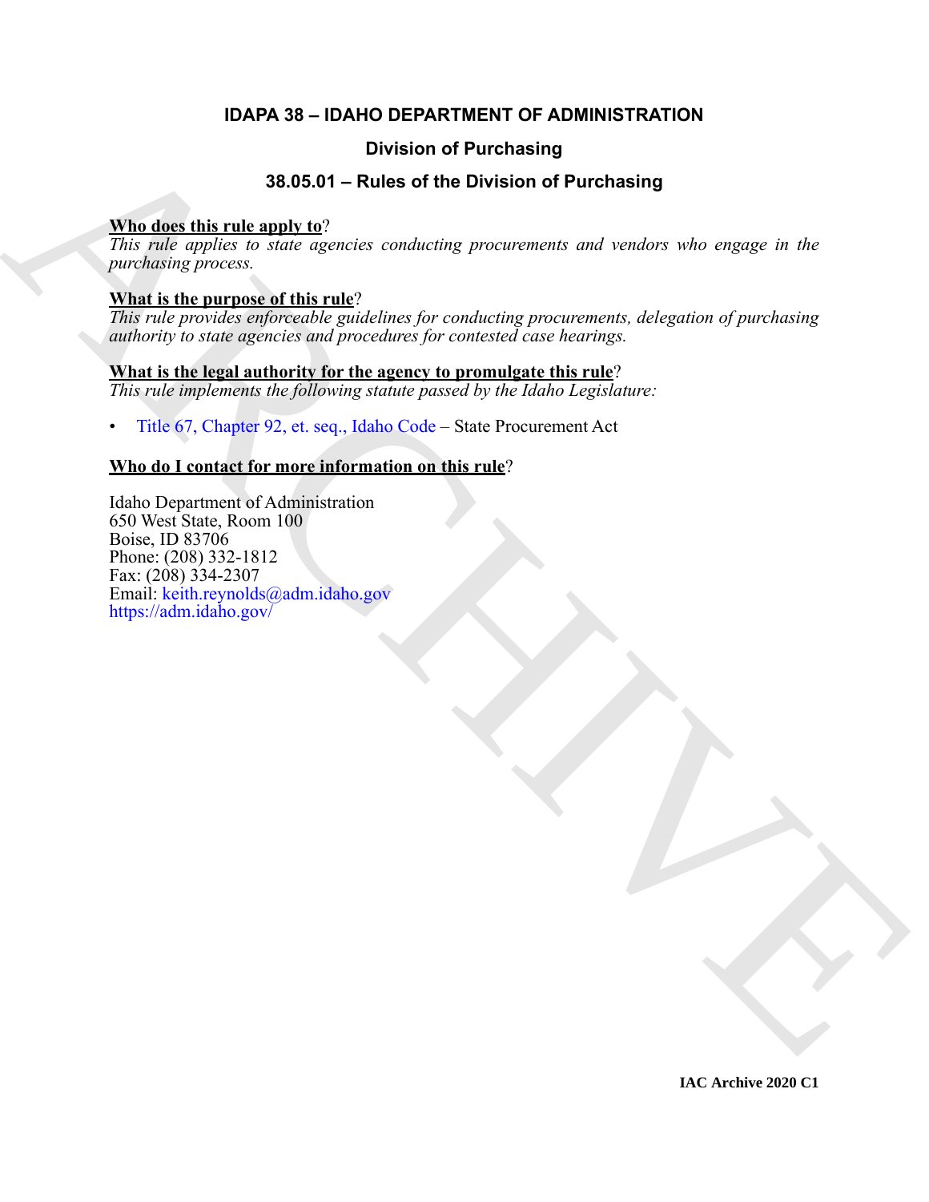# IDAPA 38 – IDAHO DEPARTMENT OF ADMINISTRATION

## Division of Purchasing

## 38.05.01 – Rules of the Division of Purchasing

**Who does this rule apply to**?

*This rule applies to state agencies conducting procurements and vendors who engage in the purchasing process.*

**What is the purpose of this rule**?

*This rule provides enforceable guidelines for conducting procurements, delegation of purchasing authority to state agencies and procedures for contested case hearings.*

**What is the legal authority for the agency to promulgate this rule**?

*This rule implements the following statute passed by the Idaho Legislature:*

- Title 67, Chapter 92, et. seq., Idaho Code – State Procurement Act

**Who do I contact for more information on this rule**?

Idaho Department of Administration
650 West State, Room 100
Boise, ID 83706
Phone: (208) 332-1812
Fax: (208) 334-2307
Email: keith.reynolds@adm.idaho.gov
https://adm.idaho.gov/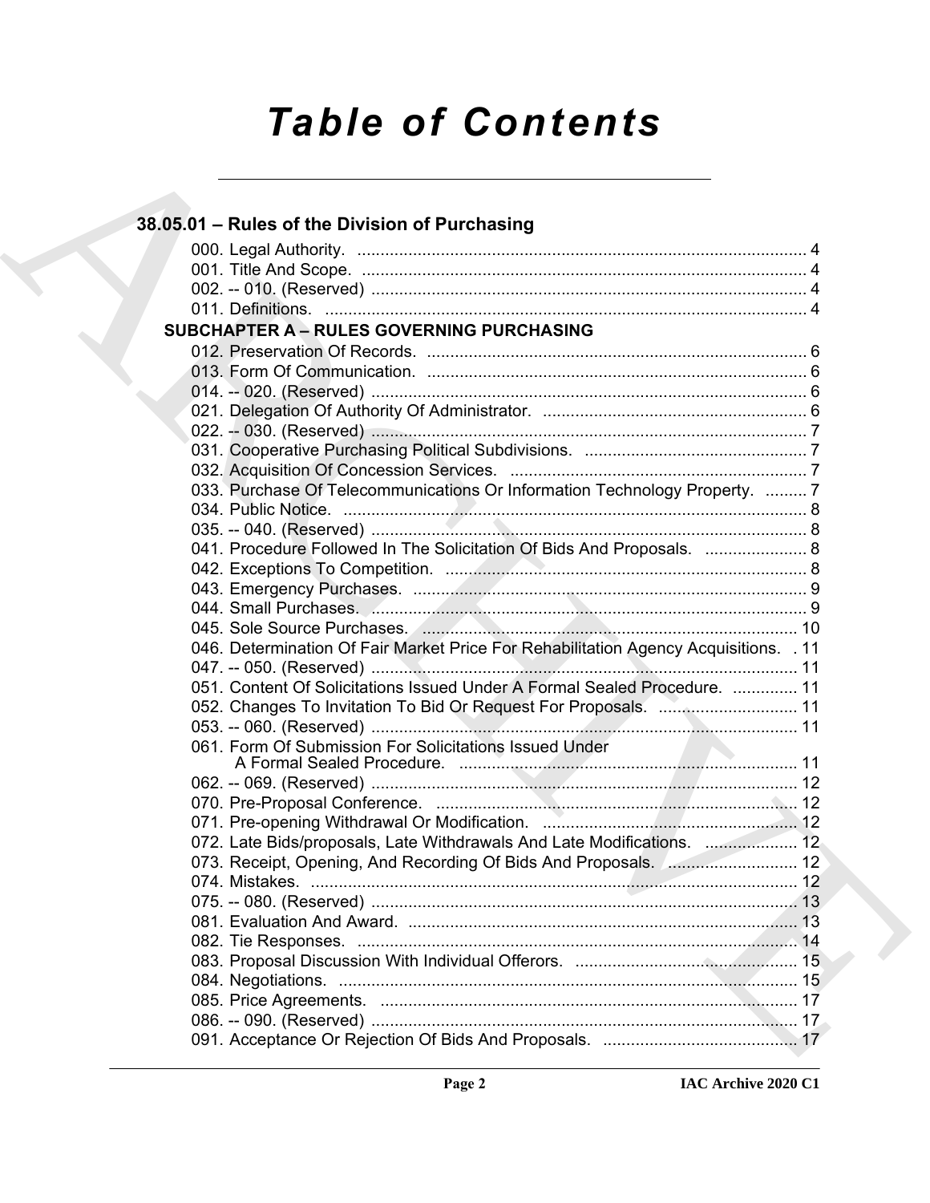# Table of Contents

## 38.05.01 – Rules of the Division of Purchasing

000. Legal Authority. ..... 4
001. Title And Scope. ..... 4
002. -- 010. (Reserved) ..... 4
011. Definitions. ..... 4

### SUBCHAPTER A – RULES GOVERNING PURCHASING

012. Preservation Of Records. ..... 6
013. Form Of Communication. ..... 6
014. -- 020. (Reserved) ..... 6
021. Delegation Of Authority Of Administrator. ..... 6
022. -- 030. (Reserved) ..... 7
031. Cooperative Purchasing Political Subdivisions. ..... 7
032. Acquisition Of Concession Services. ..... 7
033. Purchase Of Telecommunications Or Information Technology Property. ..... 7
034. Public Notice. ..... 8
035. -- 040. (Reserved) ..... 8
041. Procedure Followed In The Solicitation Of Bids And Proposals. ..... 8
042. Exceptions To Competition. ..... 8
043. Emergency Purchases. ..... 9
044. Small Purchases. ..... 9
045. Sole Source Purchases. ..... 10
046. Determination Of Fair Market Price For Rehabilitation Agency Acquisitions. ..... 11
047. -- 050. (Reserved) ..... 11
051. Content Of Solicitations Issued Under A Formal Sealed Procedure. ..... 11
052. Changes To Invitation To Bid Or Request For Proposals. ..... 11
053. -- 060. (Reserved) ..... 11
061. Form Of Submission For Solicitations Issued Under A Formal Sealed Procedure. ..... 11
062. -- 069. (Reserved) ..... 12
070. Pre-Proposal Conference. ..... 12
071. Pre-opening Withdrawal Or Modification. ..... 12
072. Late Bids/proposals, Late Withdrawals And Late Modifications. ..... 12
073. Receipt, Opening, And Recording Of Bids And Proposals. ..... 12
074. Mistakes. ..... 12
075. -- 080. (Reserved) ..... 13
081. Evaluation And Award. ..... 13
082. Tie Responses. ..... 14
083. Proposal Discussion With Individual Offerors. ..... 15
084. Negotiations. ..... 15
085. Price Agreements. ..... 17
086. -- 090. (Reserved) ..... 17
091. Acceptance Or Rejection Of Bids And Proposals. ..... 17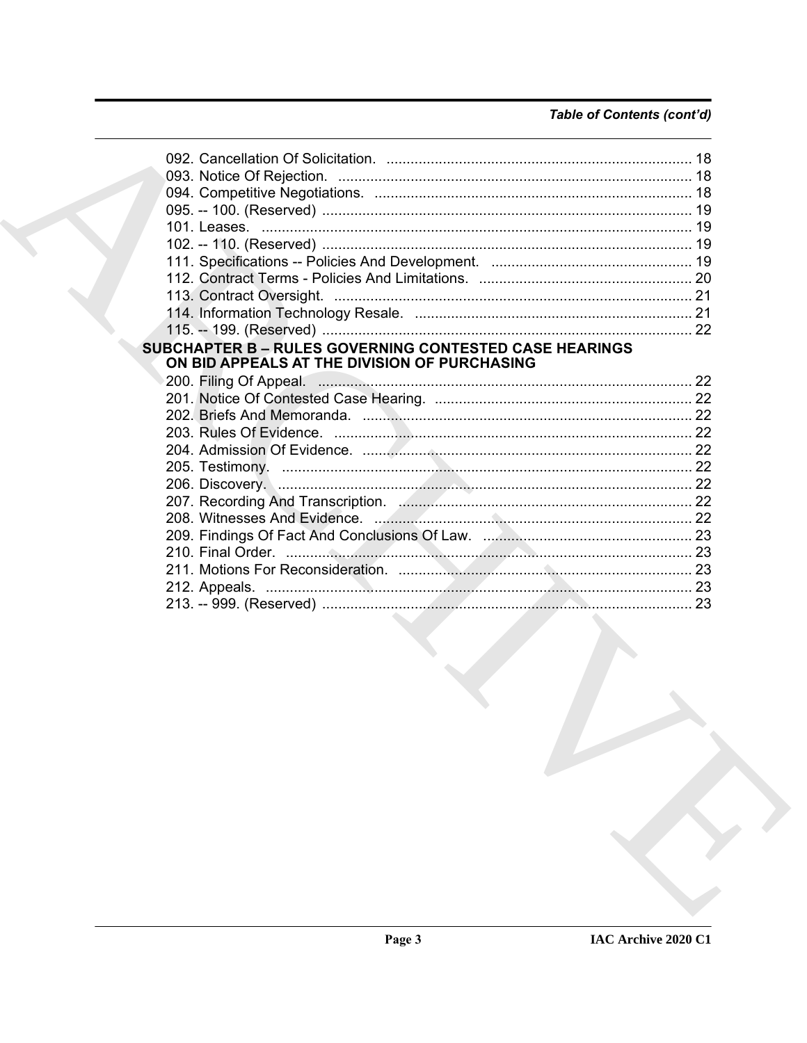*Table of Contents (cont'd)*

092. Cancellation Of Solicitation. ............................................................................ 18
093. Notice Of Rejection. ........................................................................................ 18
094. Competitive Negotiations. ............................................................................... 18
095. -- 100. (Reserved) ............................................................................................ 19
101. Leases. ............................................................................................................ 19
102. -- 110. (Reserved) ............................................................................................ 19
111. Specifications -- Policies And Development. .................................................. 19
112. Contract Terms - Policies And Limitations. ..................................................... 20
113. Contract Oversight. ......................................................................................... 21
114. Information Technology Resale. ..................................................................... 21
115. -- 199. (Reserved) ............................................................................................ 22

**SUBCHAPTER B – RULES GOVERNING CONTESTED CASE HEARINGS ON BID APPEALS AT THE DIVISION OF PURCHASING**

200. Filing Of Appeal. ............................................................................................. 22
201. Notice Of Contested Case Hearing. ................................................................ 22
202. Briefs And Memoranda. .................................................................................. 22
203. Rules Of Evidence. ......................................................................................... 22
204. Admission Of Evidence. .................................................................................. 22
205. Testimony. ...................................................................................................... 22
206. Discovery. ....................................................................................................... 22
207. Recording And Transcription. ......................................................................... 22
208. Witnesses And Evidence. ............................................................................... 22
209. Findings Of Fact And Conclusions Of Law. .................................................... 23
210. Final Order. ..................................................................................................... 23
211. Motions For Reconsideration. ......................................................................... 23
212. Appeals. .......................................................................................................... 23
213. -- 999. (Reserved) ............................................................................................ 23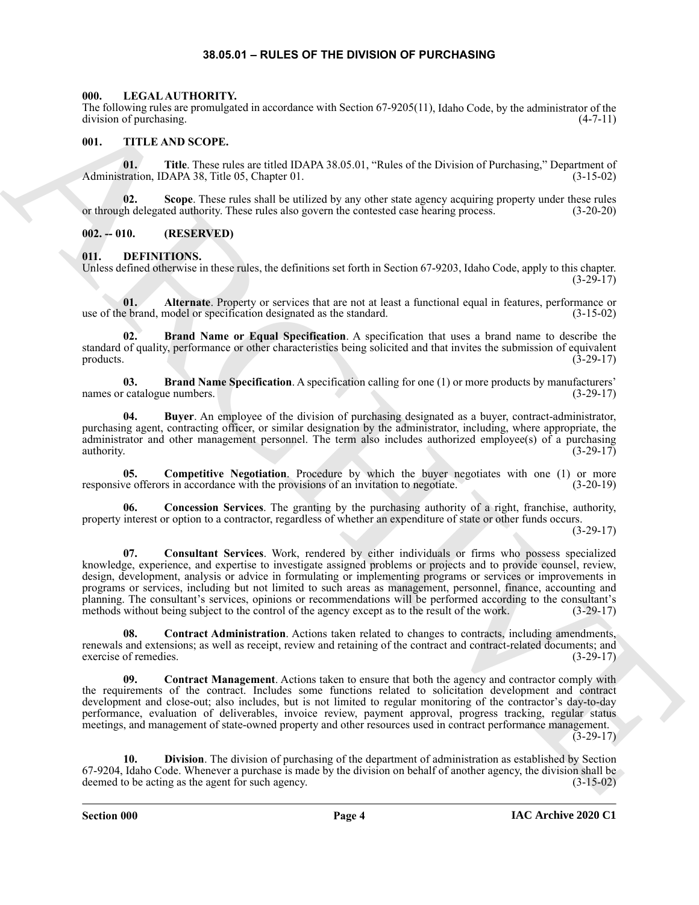## 38.05.01 – RULES OF THE DIVISION OF PURCHASING

### 000. LEGAL AUTHORITY.

The following rules are promulgated in accordance with Section 67-9205(11), Idaho Code, by the administrator of the division of purchasing. (4-7-11)

### 001. TITLE AND SCOPE.

**01. Title**. These rules are titled IDAPA 38.05.01, "Rules of the Division of Purchasing," Department of Administration, IDAPA 38, Title 05, Chapter 01. (3-15-02)

**02. Scope**. These rules shall be utilized by any other state agency acquiring property under these rules or through delegated authority. These rules also govern the contested case hearing process. (3-20-20)

### 002. -- 010. (RESERVED)

### 011. DEFINITIONS.

Unless defined otherwise in these rules, the definitions set forth in Section 67-9203, Idaho Code, apply to this chapter. (3-29-17)

**01. Alternate**. Property or services that are not at least a functional equal in features, performance or use of the brand, model or specification designated as the standard. (3-15-02)

**02. Brand Name or Equal Specification**. A specification that uses a brand name to describe the standard of quality, performance or other characteristics being solicited and that invites the submission of equivalent products. (3-29-17)

**03. Brand Name Specification**. A specification calling for one (1) or more products by manufacturers' names or catalogue numbers. (3-29-17)

**04. Buyer**. An employee of the division of purchasing designated as a buyer, contract-administrator, purchasing agent, contracting officer, or similar designation by the administrator, including, where appropriate, the administrator and other management personnel. The term also includes authorized employee(s) of a purchasing authority. (3-29-17)

**05. Competitive Negotiation**. Procedure by which the buyer negotiates with one (1) or more responsive offerors in accordance with the provisions of an invitation to negotiate. (3-20-19)

**06. Concession Services**. The granting by the purchasing authority of a right, franchise, authority, property interest or option to a contractor, regardless of whether an expenditure of state or other funds occurs. (3-29-17)

**07. Consultant Services**. Work, rendered by either individuals or firms who possess specialized knowledge, experience, and expertise to investigate assigned problems or projects and to provide counsel, review, design, development, analysis or advice in formulating or implementing programs or services or improvements in programs or services, including but not limited to such areas as management, personnel, finance, accounting and planning. The consultant's services, opinions or recommendations will be performed according to the consultant's methods without being subject to the control of the agency except as to the result of the work. (3-29-17)

**08. Contract Administration**. Actions taken related to changes to contracts, including amendments, renewals and extensions; as well as receipt, review and retaining of the contract and contract-related documents; and exercise of remedies. (3-29-17)

**09. Contract Management**. Actions taken to ensure that both the agency and contractor comply with the requirements of the contract. Includes some functions related to solicitation development and contract development and close-out; also includes, but is not limited to regular monitoring of the contractor's day-to-day performance, evaluation of deliverables, invoice review, payment approval, progress tracking, regular status meetings, and management of state-owned property and other resources used in contract performance management. (3-29-17)

**10. Division**. The division of purchasing of the department of administration as established by Section 67-9204, Idaho Code. Whenever a purchase is made by the division on behalf of another agency, the division shall be deemed to be acting as the agent for such agency. (3-15-02)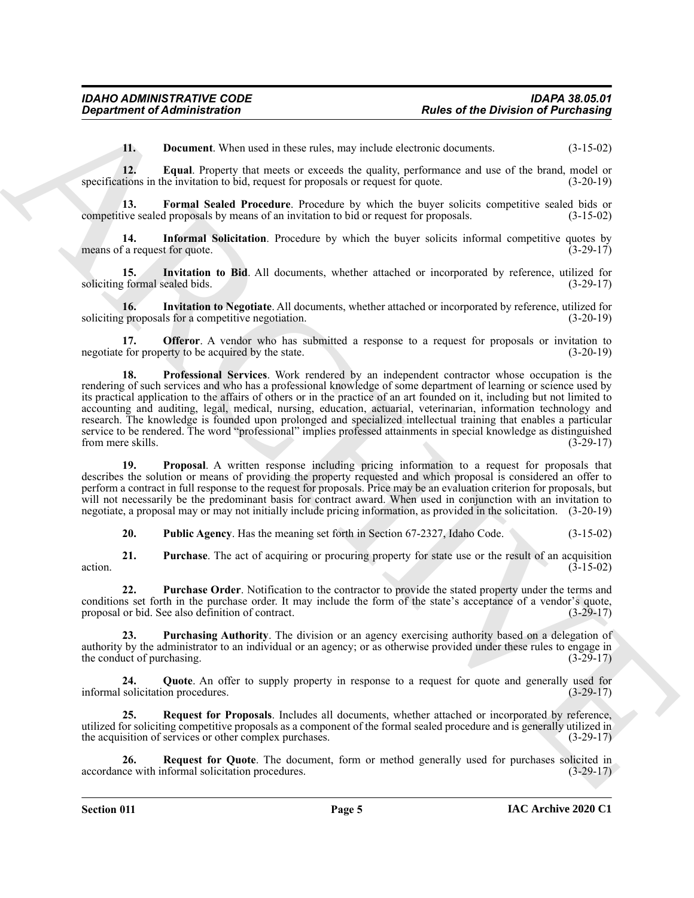**11. Document**. When used in these rules, may include electronic documents. (3-15-02)

**12. Equal**. Property that meets or exceeds the quality, performance and use of the brand, model or specifications in the invitation to bid, request for proposals or request for quote. (3-20-19)

**13. Formal Sealed Procedure**. Procedure by which the buyer solicits competitive sealed bids or competitive sealed proposals by means of an invitation to bid or request for proposals. (3-15-02)

**14. Informal Solicitation**. Procedure by which the buyer solicits informal competitive quotes by means of a request for quote. (3-29-17)

**15. Invitation to Bid**. All documents, whether attached or incorporated by reference, utilized for soliciting formal sealed bids. (3-29-17)

**16. Invitation to Negotiate**. All documents, whether attached or incorporated by reference, utilized for soliciting proposals for a competitive negotiation. (3-20-19)

**17. Offeror**. A vendor who has submitted a response to a request for proposals or invitation to negotiate for property to be acquired by the state. (3-20-19)

**18. Professional Services**. Work rendered by an independent contractor whose occupation is the rendering of such services and who has a professional knowledge of some department of learning or science used by its practical application to the affairs of others or in the practice of an art founded on it, including but not limited to accounting and auditing, legal, medical, nursing, education, actuarial, veterinarian, information technology and research. The knowledge is founded upon prolonged and specialized intellectual training that enables a particular service to be rendered. The word "professional" implies professed attainments in special knowledge as distinguished from mere skills. (3-29-17)

**19. Proposal**. A written response including pricing information to a request for proposals that describes the solution or means of providing the property requested and which proposal is considered an offer to perform a contract in full response to the request for proposals. Price may be an evaluation criterion for proposals, but will not necessarily be the predominant basis for contract award. When used in conjunction with an invitation to negotiate, a proposal may or may not initially include pricing information, as provided in the solicitation. (3-20-19)

**20. Public Agency**. Has the meaning set forth in Section 67-2327, Idaho Code. (3-15-02)

**21. Purchase**. The act of acquiring or procuring property for state use or the result of an acquisition action. (3-15-02)

**22. Purchase Order**. Notification to the contractor to provide the stated property under the terms and conditions set forth in the purchase order. It may include the form of the state's acceptance of a vendor's quote, proposal or bid. See also definition of contract. (3-29-17)

**23. Purchasing Authority**. The division or an agency exercising authority based on a delegation of authority by the administrator to an individual or an agency; or as otherwise provided under these rules to engage in the conduct of purchasing. (3-29-17)

**24. Quote**. An offer to supply property in response to a request for quote and generally used for informal solicitation procedures. (3-29-17)

**25. Request for Proposals**. Includes all documents, whether attached or incorporated by reference, utilized for soliciting competitive proposals as a component of the formal sealed procedure and is generally utilized in the acquisition of services or other complex purchases. (3-29-17)

**26. Request for Quote**. The document, form or method generally used for purchases solicited in accordance with informal solicitation procedures. (3-29-17)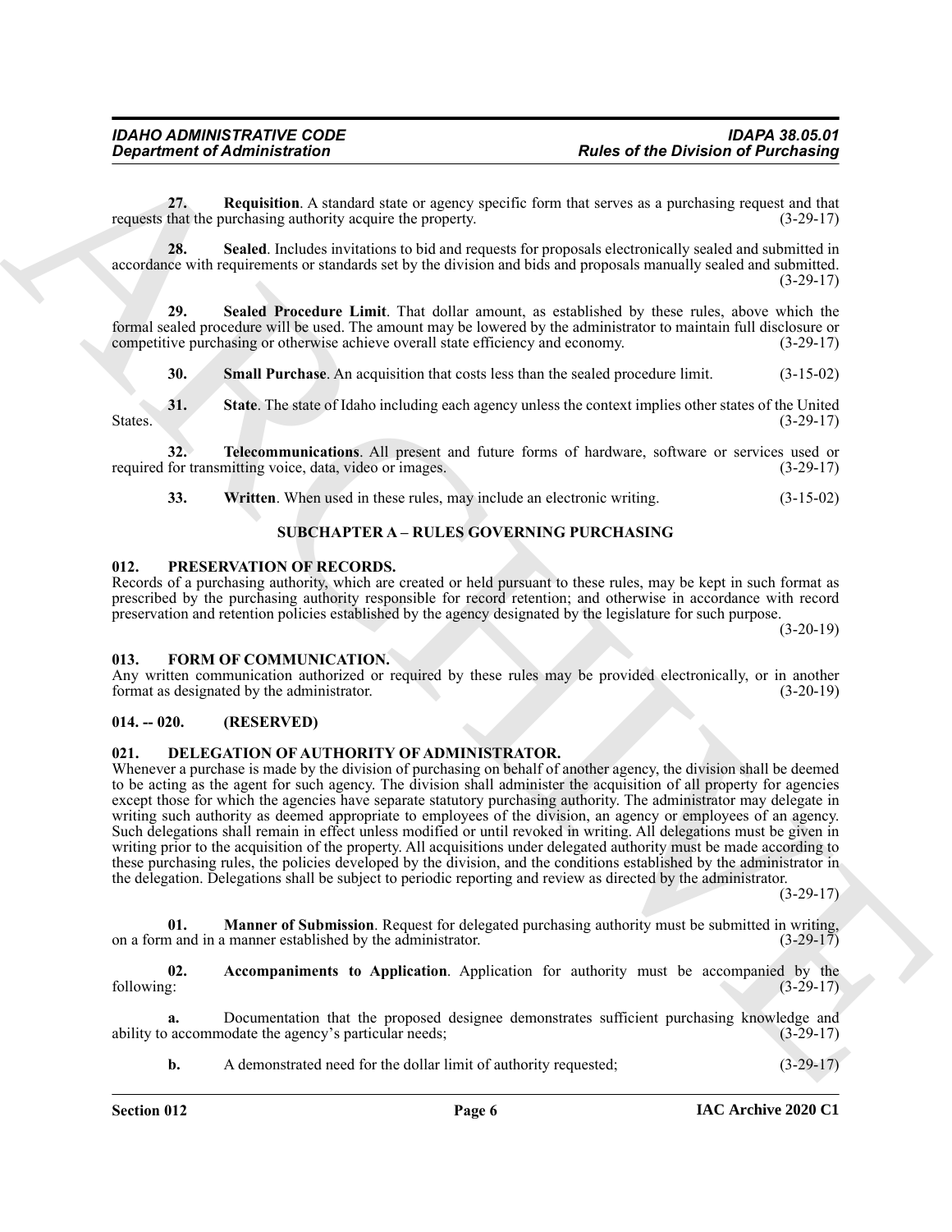**27. Requisition**. A standard state or agency specific form that serves as a purchasing request and that requests that the purchasing authority acquire the property. (3-29-17)

**28. Sealed**. Includes invitations to bid and requests for proposals electronically sealed and submitted in accordance with requirements or standards set by the division and bids and proposals manually sealed and submitted. (3-29-17)

**29. Sealed Procedure Limit**. That dollar amount, as established by these rules, above which the formal sealed procedure will be used. The amount may be lowered by the administrator to maintain full disclosure or competitive purchasing or otherwise achieve overall state efficiency and economy. (3-29-17)

**30. Small Purchase**. An acquisition that costs less than the sealed procedure limit. (3-15-02)

**31. State**. The state of Idaho including each agency unless the context implies other states of the United States. (3-29-17)

**32. Telecommunications**. All present and future forms of hardware, software or services used or required for transmitting voice, data, video or images. (3-29-17)

**33. Written**. When used in these rules, may include an electronic writing. (3-15-02)

## SUBCHAPTER A – RULES GOVERNING PURCHASING

### 012. PRESERVATION OF RECORDS.

Records of a purchasing authority, which are created or held pursuant to these rules, may be kept in such format as prescribed by the purchasing authority responsible for record retention; and otherwise in accordance with record preservation and retention policies established by the agency designated by the legislature for such purpose. (3-20-19)

### 013. FORM OF COMMUNICATION.

Any written communication authorized or required by these rules may be provided electronically, or in another format as designated by the administrator. (3-20-19)

### 014. -- 020. (RESERVED)

### 021. DELEGATION OF AUTHORITY OF ADMINISTRATOR.

Whenever a purchase is made by the division of purchasing on behalf of another agency, the division shall be deemed to be acting as the agent for such agency. The division shall administer the acquisition of all property for agencies except those for which the agencies have separate statutory purchasing authority. The administrator may delegate in writing such authority as deemed appropriate to employees of the division, an agency or employees of an agency. Such delegations shall remain in effect unless modified or until revoked in writing. All delegations must be given in writing prior to the acquisition of the property. All acquisitions under delegated authority must be made according to these purchasing rules, the policies developed by the division, and the conditions established by the administrator in the delegation. Delegations shall be subject to periodic reporting and review as directed by the administrator. (3-29-17)

**01. Manner of Submission**. Request for delegated purchasing authority must be submitted in writing, on a form and in a manner established by the administrator. (3-29-17)

**02. Accompaniments to Application**. Application for authority must be accompanied by the following: (3-29-17)

**a.** Documentation that the proposed designee demonstrates sufficient purchasing knowledge and ability to accommodate the agency's particular needs; (3-29-17)

**b.** A demonstrated need for the dollar limit of authority requested; (3-29-17)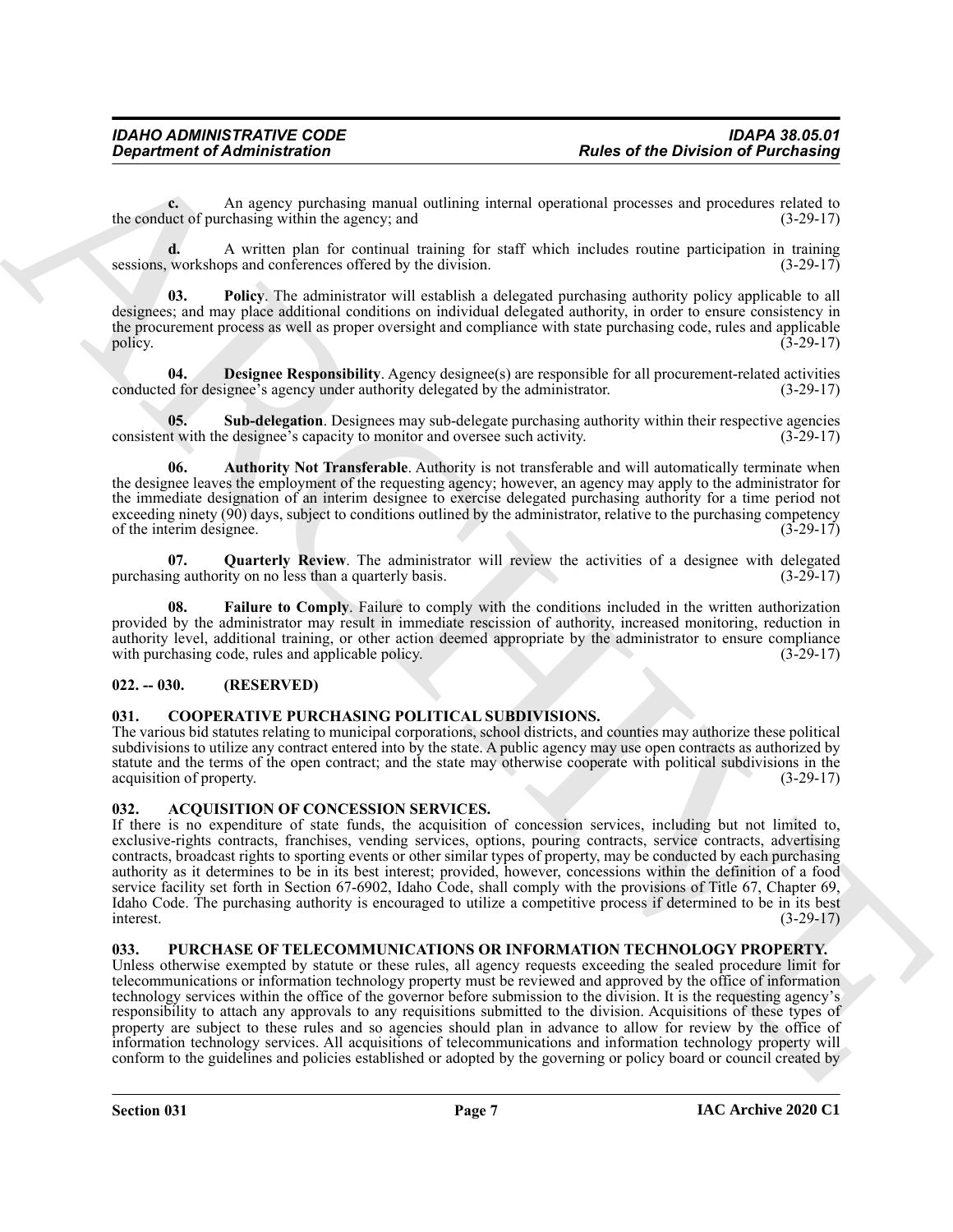**c.** An agency purchasing manual outlining internal operational processes and procedures related to the conduct of purchasing within the agency; and (3-29-17)

**d.** A written plan for continual training for staff which includes routine participation in training sessions, workshops and conferences offered by the division. (3-29-17)

**03. Policy**. The administrator will establish a delegated purchasing authority policy applicable to all designees; and may place additional conditions on individual delegated authority, in order to ensure consistency in the procurement process as well as proper oversight and compliance with state purchasing code, rules and applicable policy. (3-29-17)

**04. Designee Responsibility**. Agency designee(s) are responsible for all procurement-related activities conducted for designee's agency under authority delegated by the administrator. (3-29-17)

**05. Sub-delegation**. Designees may sub-delegate purchasing authority within their respective agencies consistent with the designee's capacity to monitor and oversee such activity. (3-29-17)

**06. Authority Not Transferable**. Authority is not transferable and will automatically terminate when the designee leaves the employment of the requesting agency; however, an agency may apply to the administrator for the immediate designation of an interim designee to exercise delegated purchasing authority for a time period not exceeding ninety (90) days, subject to conditions outlined by the administrator, relative to the purchasing competency of the interim designee. (3-29-17)

**07. Quarterly Review**. The administrator will review the activities of a designee with delegated purchasing authority on no less than a quarterly basis. (3-29-17)

**08. Failure to Comply**. Failure to comply with the conditions included in the written authorization provided by the administrator may result in immediate rescission of authority, increased monitoring, reduction in authority level, additional training, or other action deemed appropriate by the administrator to ensure compliance with purchasing code, rules and applicable policy. (3-29-17)

## 022. -- 030. (RESERVED)

## 031. COOPERATIVE PURCHASING POLITICAL SUBDIVISIONS.

The various bid statutes relating to municipal corporations, school districts, and counties may authorize these political subdivisions to utilize any contract entered into by the state. A public agency may use open contracts as authorized by statute and the terms of the open contract; and the state may otherwise cooperate with political subdivisions in the acquisition of property. (3-29-17)

## 032. ACQUISITION OF CONCESSION SERVICES.

If there is no expenditure of state funds, the acquisition of concession services, including but not limited to, exclusive-rights contracts, franchises, vending services, options, pouring contracts, service contracts, advertising contracts, broadcast rights to sporting events or other similar types of property, may be conducted by each purchasing authority as it determines to be in its best interest; provided, however, concessions within the definition of a food service facility set forth in Section 67-6902, Idaho Code, shall comply with the provisions of Title 67, Chapter 69, Idaho Code. The purchasing authority is encouraged to utilize a competitive process if determined to be in its best interest. (3-29-17)

## 033. PURCHASE OF TELECOMMUNICATIONS OR INFORMATION TECHNOLOGY PROPERTY.

Unless otherwise exempted by statute or these rules, all agency requests exceeding the sealed procedure limit for telecommunications or information technology property must be reviewed and approved by the office of information technology services within the office of the governor before submission to the division. It is the requesting agency's responsibility to attach any approvals to any requisitions submitted to the division. Acquisitions of these types of property are subject to these rules and so agencies should plan in advance to allow for review by the office of information technology services. All acquisitions of telecommunications and information technology property will conform to the guidelines and policies established or adopted by the governing or policy board or council created by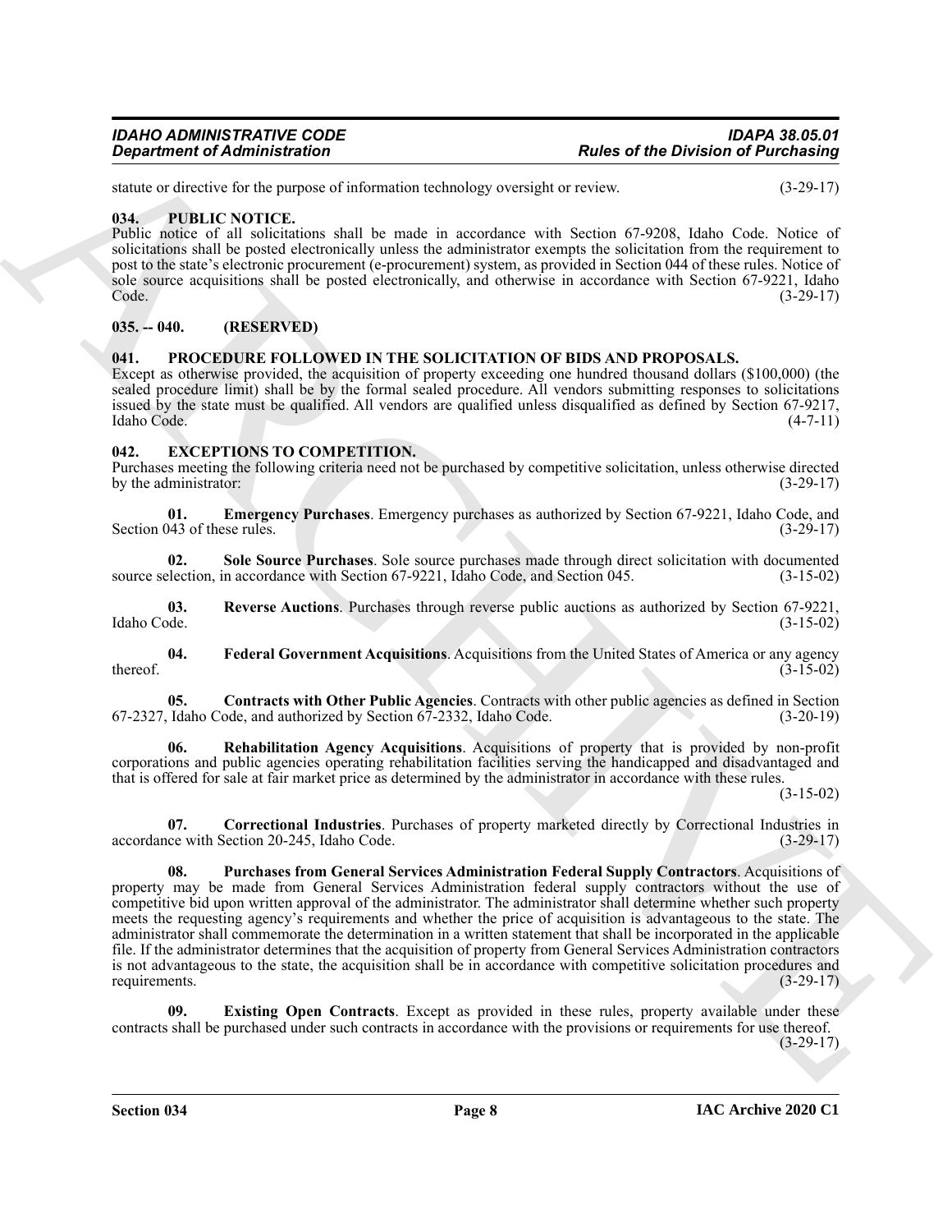statute or directive for the purpose of information technology oversight or review. (3-29-17)

## 034. PUBLIC NOTICE.

Public notice of all solicitations shall be made in accordance with Section 67-9208, Idaho Code. Notice of solicitations shall be posted electronically unless the administrator exempts the solicitation from the requirement to post to the state's electronic procurement (e-procurement) system, as provided in Section 044 of these rules. Notice of sole source acquisitions shall be posted electronically, and otherwise in accordance with Section 67-9221, Idaho Code. (3-29-17)

## 035. -- 040. (RESERVED)

## 041. PROCEDURE FOLLOWED IN THE SOLICITATION OF BIDS AND PROPOSALS.

Except as otherwise provided, the acquisition of property exceeding one hundred thousand dollars ($100,000) (the sealed procedure limit) shall be by the formal sealed procedure. All vendors submitting responses to solicitations issued by the state must be qualified. All vendors are qualified unless disqualified as defined by Section 67-9217, Idaho Code. (4-7-11)

## 042. EXCEPTIONS TO COMPETITION.

Purchases meeting the following criteria need not be purchased by competitive solicitation, unless otherwise directed by the administrator: (3-29-17)

**01. Emergency Purchases**. Emergency purchases as authorized by Section 67-9221, Idaho Code, and Section 043 of these rules. (3-29-17)

**02. Sole Source Purchases**. Sole source purchases made through direct solicitation with documented source selection, in accordance with Section 67-9221, Idaho Code, and Section 045. (3-15-02)

**03. Reverse Auctions**. Purchases through reverse public auctions as authorized by Section 67-9221, Idaho Code. (3-15-02)

**04. Federal Government Acquisitions**. Acquisitions from the United States of America or any agency thereof. (3-15-02)

**05. Contracts with Other Public Agencies**. Contracts with other public agencies as defined in Section 67-2327, Idaho Code, and authorized by Section 67-2332, Idaho Code. (3-20-19)

**06. Rehabilitation Agency Acquisitions**. Acquisitions of property that is provided by non-profit corporations and public agencies operating rehabilitation facilities serving the handicapped and disadvantaged and that is offered for sale at fair market price as determined by the administrator in accordance with these rules. (3-15-02)

**07. Correctional Industries**. Purchases of property marketed directly by Correctional Industries in accordance with Section 20-245, Idaho Code. (3-29-17)

**08. Purchases from General Services Administration Federal Supply Contractors**. Acquisitions of property may be made from General Services Administration federal supply contractors without the use of competitive bid upon written approval of the administrator. The administrator shall determine whether such property meets the requesting agency's requirements and whether the price of acquisition is advantageous to the state. The administrator shall commemorate the determination in a written statement that shall be incorporated in the applicable file. If the administrator determines that the acquisition of property from General Services Administration contractors is not advantageous to the state, the acquisition shall be in accordance with competitive solicitation procedures and requirements. (3-29-17)

**09. Existing Open Contracts**. Except as provided in these rules, property available under these contracts shall be purchased under such contracts in accordance with the provisions or requirements for use thereof. (3-29-17)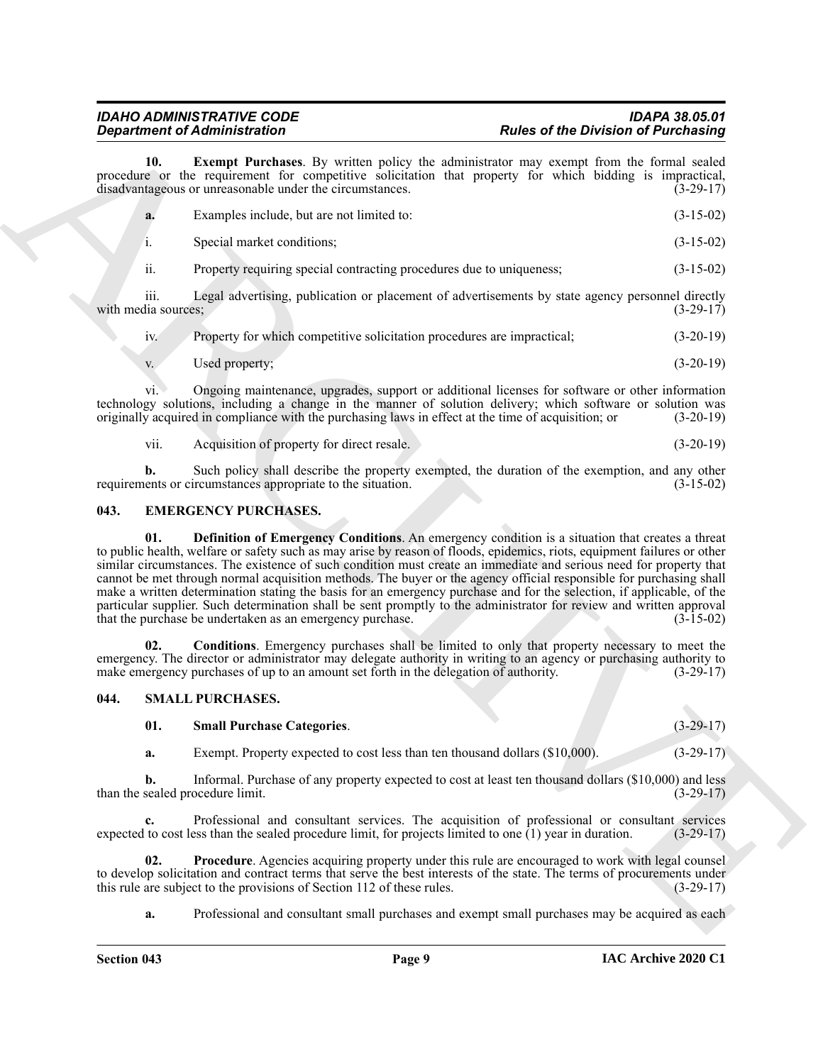**10. Exempt Purchases**. By written policy the administrator may exempt from the formal sealed procedure or the requirement for competitive solicitation that property for which bidding is impractical, disadvantageous or unreasonable under the circumstances. (3-29-17)

**a.** Examples include, but are not limited to: (3-15-02)

i. Special market conditions; (3-15-02)

ii. Property requiring special contracting procedures due to uniqueness; (3-15-02)

iii. Legal advertising, publication or placement of advertisements by state agency personnel directly with media sources; (3-29-17)

iv. Property for which competitive solicitation procedures are impractical; (3-20-19)

v. Used property; (3-20-19)

vi. Ongoing maintenance, upgrades, support or additional licenses for software or other information technology solutions, including a change in the manner of solution delivery; which software or solution was originally acquired in compliance with the purchasing laws in effect at the time of acquisition; or (3-20-19)

vii. Acquisition of property for direct resale. (3-20-19)

**b.** Such policy shall describe the property exempted, the duration of the exemption, and any other requirements or circumstances appropriate to the situation. (3-15-02)

## 043. EMERGENCY PURCHASES.

**01. Definition of Emergency Conditions**. An emergency condition is a situation that creates a threat to public health, welfare or safety such as may arise by reason of floods, epidemics, riots, equipment failures or other similar circumstances. The existence of such condition must create an immediate and serious need for property that cannot be met through normal acquisition methods. The buyer or the agency official responsible for purchasing shall make a written determination stating the basis for an emergency purchase and for the selection, if applicable, of the particular supplier. Such determination shall be sent promptly to the administrator for review and written approval that the purchase be undertaken as an emergency purchase. (3-15-02)

**02. Conditions**. Emergency purchases shall be limited to only that property necessary to meet the emergency. The director or administrator may delegate authority in writing to an agency or purchasing authority to make emergency purchases of up to an amount set forth in the delegation of authority. (3-29-17)

## 044. SMALL PURCHASES.

**01. Small Purchase Categories**. (3-29-17)

**a.** Exempt. Property expected to cost less than ten thousand dollars ($10,000). (3-29-17)

**b.** Informal. Purchase of any property expected to cost at least ten thousand dollars ($10,000) and less than the sealed procedure limit. (3-29-17)

**c.** Professional and consultant services. The acquisition of professional or consultant services expected to cost less than the sealed procedure limit, for projects limited to one (1) year in duration. (3-29-17)

**02. Procedure**. Agencies acquiring property under this rule are encouraged to work with legal counsel to develop solicitation and contract terms that serve the best interests of the state. The terms of procurements under this rule are subject to the provisions of Section 112 of these rules. (3-29-17)

**a.** Professional and consultant small purchases and exempt small purchases may be acquired as each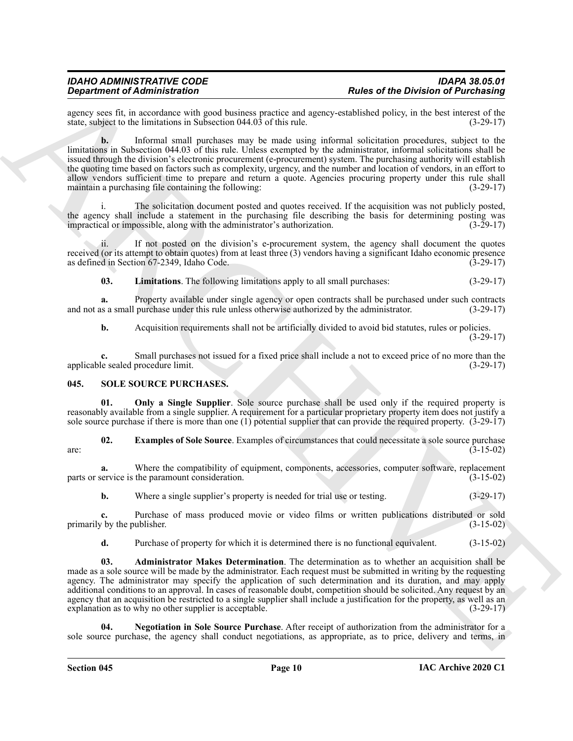agency sees fit, in accordance with good business practice and agency-established policy, in the best interest of the state, subject to the limitations in Subsection 044.03 of this rule. (3-29-17)

**b.** Informal small purchases may be made using informal solicitation procedures, subject to the limitations in Subsection 044.03 of this rule. Unless exempted by the administrator, informal solicitations shall be issued through the division's electronic procurement (e-procurement) system. The purchasing authority will establish the quoting time based on factors such as complexity, urgency, and the number and location of vendors, in an effort to allow vendors sufficient time to prepare and return a quote. Agencies procuring property under this rule shall maintain a purchasing file containing the following: (3-29-17)

i. The solicitation document posted and quotes received. If the acquisition was not publicly posted, the agency shall include a statement in the purchasing file describing the basis for determining posting was impractical or impossible, along with the administrator's authorization. (3-29-17)

ii. If not posted on the division's e-procurement system, the agency shall document the quotes received (or its attempt to obtain quotes) from at least three (3) vendors having a significant Idaho economic presence as defined in Section 67-2349, Idaho Code. (3-29-17)

**03. Limitations**. The following limitations apply to all small purchases: (3-29-17)

**a.** Property available under single agency or open contracts shall be purchased under such contracts and not as a small purchase under this rule unless otherwise authorized by the administrator. (3-29-17)

**b.** Acquisition requirements shall not be artificially divided to avoid bid statutes, rules or policies. (3-29-17)

**c.** Small purchases not issued for a fixed price shall include a not to exceed price of no more than the applicable sealed procedure limit. (3-29-17)

## 045. SOLE SOURCE PURCHASES.

**01. Only a Single Supplier**. Sole source purchase shall be used only if the required property is reasonably available from a single supplier. A requirement for a particular proprietary property item does not justify a sole source purchase if there is more than one (1) potential supplier that can provide the required property. (3-29-17)

**02. Examples of Sole Source**. Examples of circumstances that could necessitate a sole source purchase are: (3-15-02)

**a.** Where the compatibility of equipment, components, accessories, computer software, replacement parts or service is the paramount consideration. (3-15-02)

**b.** Where a single supplier's property is needed for trial use or testing. (3-29-17)

**c.** Purchase of mass produced movie or video films or written publications distributed or sold primarily by the publisher. (3-15-02)

**d.** Purchase of property for which it is determined there is no functional equivalent. (3-15-02)

**03. Administrator Makes Determination**. The determination as to whether an acquisition shall be made as a sole source will be made by the administrator. Each request must be submitted in writing by the requesting agency. The administrator may specify the application of such determination and its duration, and may apply additional conditions to an approval. In cases of reasonable doubt, competition should be solicited. Any request by an agency that an acquisition be restricted to a single supplier shall include a justification for the property, as well as an explanation as to why no other supplier is acceptable. (3-29-17)

**04. Negotiation in Sole Source Purchase**. After receipt of authorization from the administrator for a sole source purchase, the agency shall conduct negotiations, as appropriate, as to price, delivery and terms, in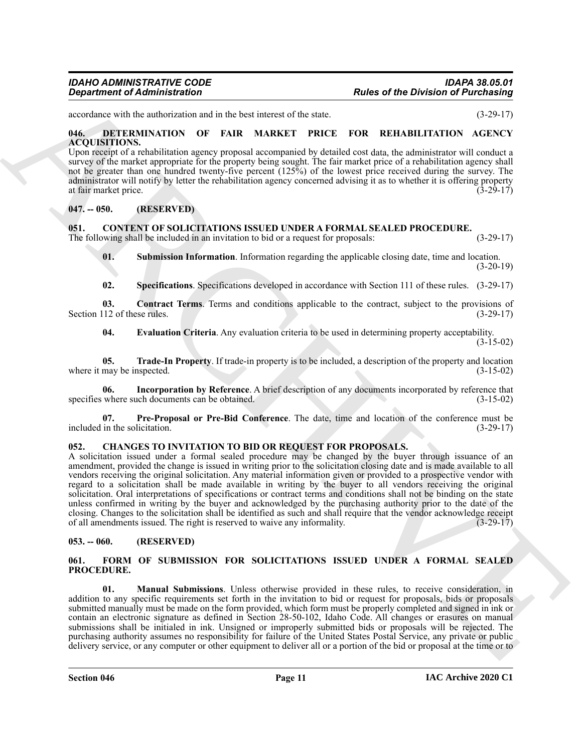accordance with the authorization and in the best interest of the state. (3-29-17)

### 046. DETERMINATION OF FAIR MARKET PRICE FOR REHABILITATION AGENCY ACQUISITIONS.

Upon receipt of a rehabilitation agency proposal accompanied by detailed cost data, the administrator will conduct a survey of the market appropriate for the property being sought. The fair market price of a rehabilitation agency shall not be greater than one hundred twenty-five percent (125%) of the lowest price received during the survey. The administrator will notify by letter the rehabilitation agency concerned advising it as to whether it is offering property at fair market price. (3-29-17)

### 047. -- 050. (RESERVED)

### 051. CONTENT OF SOLICITATIONS ISSUED UNDER A FORMAL SEALED PROCEDURE.

The following shall be included in an invitation to bid or a request for proposals: (3-29-17)

**01. Submission Information**. Information regarding the applicable closing date, time and location. (3-20-19)

**02. Specifications**. Specifications developed in accordance with Section 111 of these rules. (3-29-17)

**03. Contract Terms**. Terms and conditions applicable to the contract, subject to the provisions of Section 112 of these rules. (3-29-17)

**04. Evaluation Criteria**. Any evaluation criteria to be used in determining property acceptability. (3-15-02)

**05. Trade-In Property**. If trade-in property is to be included, a description of the property and location where it may be inspected. (3-15-02)

**06. Incorporation by Reference**. A brief description of any documents incorporated by reference that specifies where such documents can be obtained. (3-15-02)

**07. Pre-Proposal or Pre-Bid Conference**. The date, time and location of the conference must be included in the solicitation. (3-29-17)

### 052. CHANGES TO INVITATION TO BID OR REQUEST FOR PROPOSALS.

A solicitation issued under a formal sealed procedure may be changed by the buyer through issuance of an amendment, provided the change is issued in writing prior to the solicitation closing date and is made available to all vendors receiving the original solicitation. Any material information given or provided to a prospective vendor with regard to a solicitation shall be made available in writing by the buyer to all vendors receiving the original solicitation. Oral interpretations of specifications or contract terms and conditions shall not be binding on the state unless confirmed in writing by the buyer and acknowledged by the purchasing authority prior to the date of the closing. Changes to the solicitation shall be identified as such and shall require that the vendor acknowledge receipt of all amendments issued. The right is reserved to waive any informality. (3-29-17)

### 053. -- 060. (RESERVED)

### 061. FORM OF SUBMISSION FOR SOLICITATIONS ISSUED UNDER A FORMAL SEALED PROCEDURE.

**01. Manual Submissions**. Unless otherwise provided in these rules, to receive consideration, in addition to any specific requirements set forth in the invitation to bid or request for proposals, bids or proposals submitted manually must be made on the form provided, which form must be properly completed and signed in ink or contain an electronic signature as defined in Section 28-50-102, Idaho Code. All changes or erasures on manual submissions shall be initialed in ink. Unsigned or improperly submitted bids or proposals will be rejected. The purchasing authority assumes no responsibility for failure of the United States Postal Service, any private or public delivery service, or any computer or other equipment to deliver all or a portion of the bid or proposal at the time or to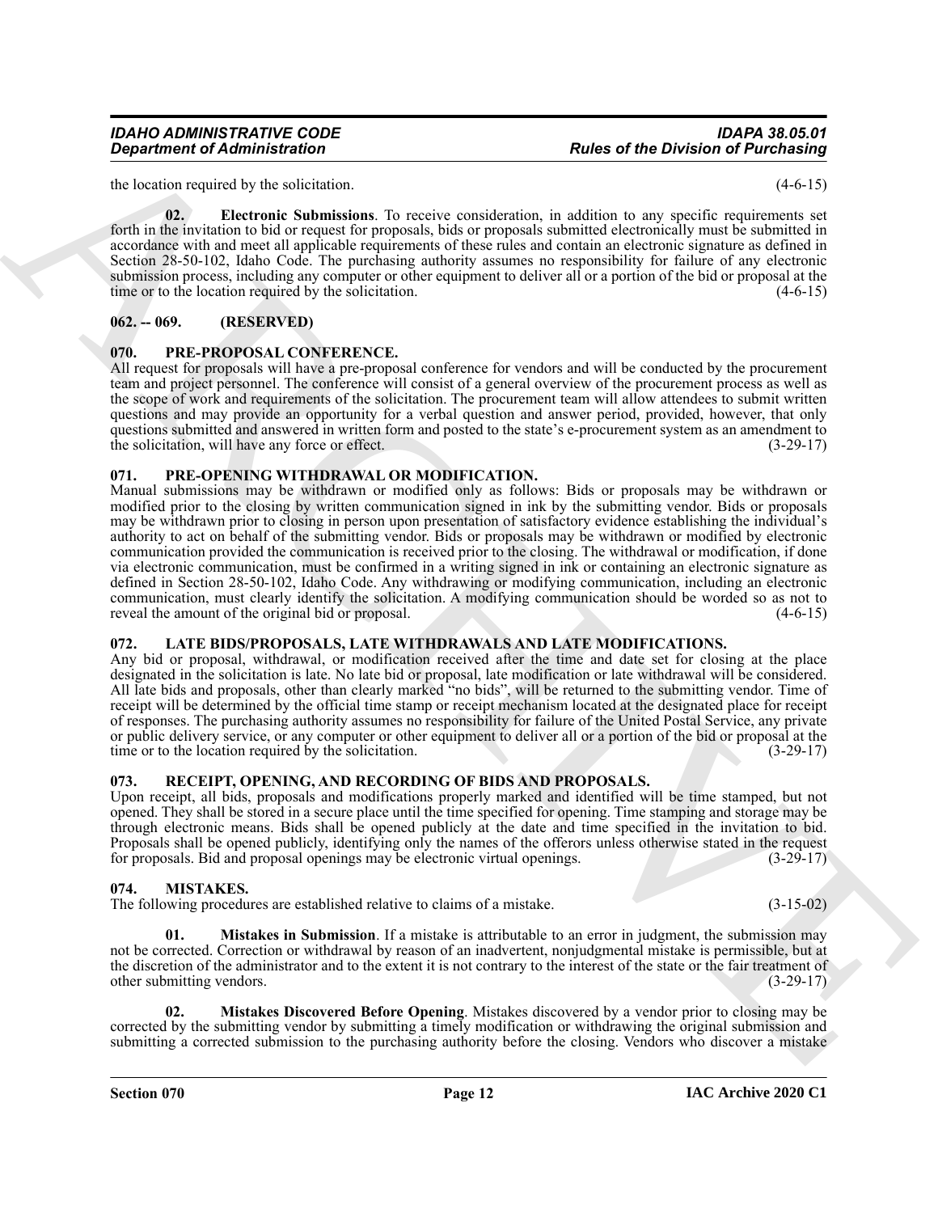the location required by the solicitation. (4-6-15)

**02. Electronic Submissions**. To receive consideration, in addition to any specific requirements set forth in the invitation to bid or request for proposals, bids or proposals submitted electronically must be submitted in accordance with and meet all applicable requirements of these rules and contain an electronic signature as defined in Section 28-50-102, Idaho Code. The purchasing authority assumes no responsibility for failure of any electronic submission process, including any computer or other equipment to deliver all or a portion of the bid or proposal at the time or to the location required by the solicitation. (4-6-15)

## 062. -- 069. (RESERVED)

## 070. PRE-PROPOSAL CONFERENCE.

All request for proposals will have a pre-proposal conference for vendors and will be conducted by the procurement team and project personnel. The conference will consist of a general overview of the procurement process as well as the scope of work and requirements of the solicitation. The procurement team will allow attendees to submit written questions and may provide an opportunity for a verbal question and answer period, provided, however, that only questions submitted and answered in written form and posted to the state's e-procurement system as an amendment to the solicitation, will have any force or effect. (3-29-17)

## 071. PRE-OPENING WITHDRAWAL OR MODIFICATION.

Manual submissions may be withdrawn or modified only as follows: Bids or proposals may be withdrawn or modified prior to the closing by written communication signed in ink by the submitting vendor. Bids or proposals may be withdrawn prior to closing in person upon presentation of satisfactory evidence establishing the individual's authority to act on behalf of the submitting vendor. Bids or proposals may be withdrawn or modified by electronic communication provided the communication is received prior to the closing. The withdrawal or modification, if done via electronic communication, must be confirmed in a writing signed in ink or containing an electronic signature as defined in Section 28-50-102, Idaho Code. Any withdrawing or modifying communication, including an electronic communication, must clearly identify the solicitation. A modifying communication should be worded so as not to reveal the amount of the original bid or proposal. (4-6-15)

## 072. LATE BIDS/PROPOSALS, LATE WITHDRAWALS AND LATE MODIFICATIONS.

Any bid or proposal, withdrawal, or modification received after the time and date set for closing at the place designated in the solicitation is late. No late bid or proposal, late modification or late withdrawal will be considered. All late bids and proposals, other than clearly marked "no bids", will be returned to the submitting vendor. Time of receipt will be determined by the official time stamp or receipt mechanism located at the designated place for receipt of responses. The purchasing authority assumes no responsibility for failure of the United Postal Service, any private or public delivery service, or any computer or other equipment to deliver all or a portion of the bid or proposal at the time or to the location required by the solicitation. (3-29-17)

## 073. RECEIPT, OPENING, AND RECORDING OF BIDS AND PROPOSALS.

Upon receipt, all bids, proposals and modifications properly marked and identified will be time stamped, but not opened. They shall be stored in a secure place until the time specified for opening. Time stamping and storage may be through electronic means. Bids shall be opened publicly at the date and time specified in the invitation to bid. Proposals shall be opened publicly, identifying only the names of the offerors unless otherwise stated in the request for proposals. Bid and proposal openings may be electronic virtual openings. (3-29-17)

## 074. MISTAKES.

The following procedures are established relative to claims of a mistake. (3-15-02)

**01. Mistakes in Submission**. If a mistake is attributable to an error in judgment, the submission may not be corrected. Correction or withdrawal by reason of an inadvertent, nonjudgmental mistake is permissible, but at the discretion of the administrator and to the extent it is not contrary to the interest of the state or the fair treatment of other submitting vendors. (3-29-17)

**02. Mistakes Discovered Before Opening**. Mistakes discovered by a vendor prior to closing may be corrected by the submitting vendor by submitting a timely modification or withdrawing the original submission and submitting a corrected submission to the purchasing authority before the closing. Vendors who discover a mistake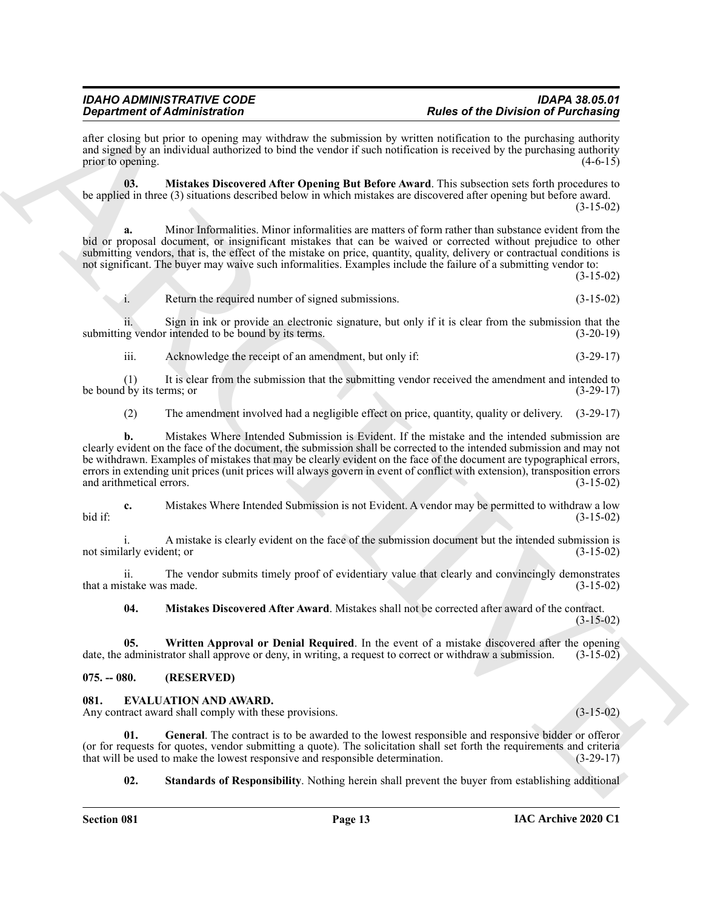after closing but prior to opening may withdraw the submission by written notification to the purchasing authority and signed by an individual authorized to bind the vendor if such notification is received by the purchasing authority prior to opening. (4-6-15)

**03. Mistakes Discovered After Opening But Before Award**. This subsection sets forth procedures to be applied in three (3) situations described below in which mistakes are discovered after opening but before award. (3-15-02)

**a.** Minor Informalities. Minor informalities are matters of form rather than substance evident from the bid or proposal document, or insignificant mistakes that can be waived or corrected without prejudice to other submitting vendors, that is, the effect of the mistake on price, quantity, quality, delivery or contractual conditions is not significant. The buyer may waive such informalities. Examples include the failure of a submitting vendor to: (3-15-02)

i. Return the required number of signed submissions. (3-15-02)

ii. Sign in ink or provide an electronic signature, but only if it is clear from the submission that the submitting vendor intended to be bound by its terms. (3-20-19)

iii. Acknowledge the receipt of an amendment, but only if: (3-29-17)

(1) It is clear from the submission that the submitting vendor received the amendment and intended to be bound by its terms; or (3-29-17)

(2) The amendment involved had a negligible effect on price, quantity, quality or delivery. (3-29-17)

**b.** Mistakes Where Intended Submission is Evident. If the mistake and the intended submission are clearly evident on the face of the document, the submission shall be corrected to the intended submission and may not be withdrawn. Examples of mistakes that may be clearly evident on the face of the document are typographical errors, errors in extending unit prices (unit prices will always govern in event of conflict with extension), transposition errors and arithmetical errors. (3-15-02)

**c.** Mistakes Where Intended Submission is not Evident. A vendor may be permitted to withdraw a low bid if: (3-15-02)

i. A mistake is clearly evident on the face of the submission document but the intended submission is not similarly evident; or (3-15-02)

ii. The vendor submits timely proof of evidentiary value that clearly and convincingly demonstrates that a mistake was made. (3-15-02)

**04. Mistakes Discovered After Award**. Mistakes shall not be corrected after award of the contract. (3-15-02)

**05. Written Approval or Denial Required**. In the event of a mistake discovered after the opening date, the administrator shall approve or deny, in writing, a request to correct or withdraw a submission. (3-15-02)

## 075. -- 080. (RESERVED)

## 081. EVALUATION AND AWARD.

Any contract award shall comply with these provisions. (3-15-02)

**01. General**. The contract is to be awarded to the lowest responsible and responsive bidder or offeror (or for requests for quotes, vendor submitting a quote). The solicitation shall set forth the requirements and criteria that will be used to make the lowest responsive and responsible determination. (3-29-17)

**02. Standards of Responsibility**. Nothing herein shall prevent the buyer from establishing additional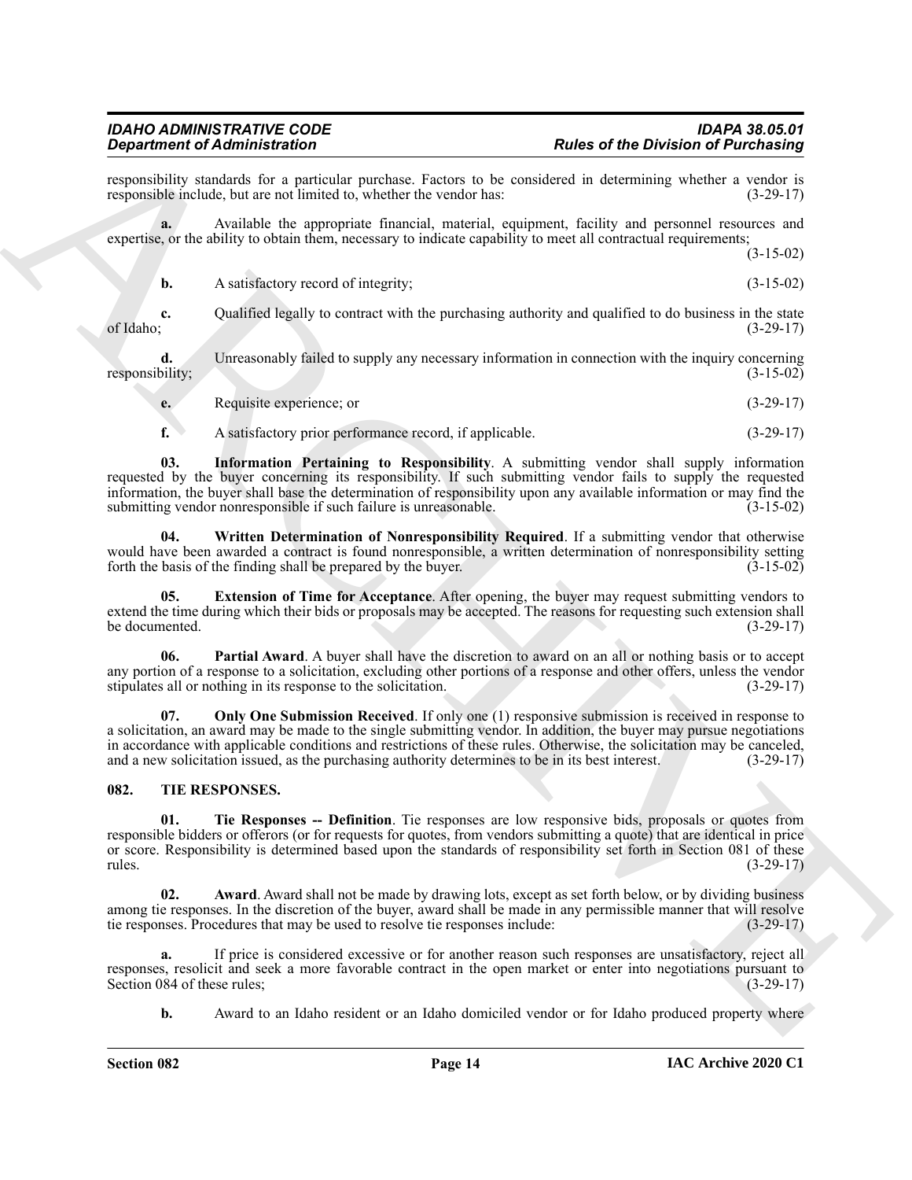responsibility standards for a particular purchase. Factors to be considered in determining whether a vendor is responsible include, but are not limited to, whether the vendor has: (3-29-17)

**a.** Available the appropriate financial, material, equipment, facility and personnel resources and expertise, or the ability to obtain them, necessary to indicate capability to meet all contractual requirements; (3-15-02)

**b.** A satisfactory record of integrity; (3-15-02)

**c.** Qualified legally to contract with the purchasing authority and qualified to do business in the state of Idaho; (3-29-17)

**d.** Unreasonably failed to supply any necessary information in connection with the inquiry concerning responsibility; (3-15-02)

**e.** Requisite experience; or (3-29-17)

**f.** A satisfactory prior performance record, if applicable. (3-29-17)

**03. Information Pertaining to Responsibility**. A submitting vendor shall supply information requested by the buyer concerning its responsibility. If such submitting vendor fails to supply the requested information, the buyer shall base the determination of responsibility upon any available information or may find the submitting vendor nonresponsible if such failure is unreasonable. (3-15-02)

**04. Written Determination of Nonresponsibility Required**. If a submitting vendor that otherwise would have been awarded a contract is found nonresponsible, a written determination of nonresponsibility setting forth the basis of the finding shall be prepared by the buyer. (3-15-02)

**05. Extension of Time for Acceptance**. After opening, the buyer may request submitting vendors to extend the time during which their bids or proposals may be accepted. The reasons for requesting such extension shall be documented. (3-29-17)

**06. Partial Award**. A buyer shall have the discretion to award on an all or nothing basis or to accept any portion of a response to a solicitation, excluding other portions of a response and other offers, unless the vendor stipulates all or nothing in its response to the solicitation. (3-29-17)

**07. Only One Submission Received**. If only one (1) responsive submission is received in response to a solicitation, an award may be made to the single submitting vendor. In addition, the buyer may pursue negotiations in accordance with applicable conditions and restrictions of these rules. Otherwise, the solicitation may be canceled, and a new solicitation issued, as the purchasing authority determines to be in its best interest. (3-29-17)

## 082. TIE RESPONSES.

**01. Tie Responses -- Definition**. Tie responses are low responsive bids, proposals or quotes from responsible bidders or offerors (or for requests for quotes, from vendors submitting a quote) that are identical in price or score. Responsibility is determined based upon the standards of responsibility set forth in Section 081 of these rules. (3-29-17)

**02. Award**. Award shall not be made by drawing lots, except as set forth below, or by dividing business among tie responses. In the discretion of the buyer, award shall be made in any permissible manner that will resolve tie responses. Procedures that may be used to resolve tie responses include: (3-29-17)

**a.** If price is considered excessive or for another reason such responses are unsatisfactory, reject all responses, resolicit and seek a more favorable contract in the open market or enter into negotiations pursuant to Section 084 of these rules; (3-29-17)

**b.** Award to an Idaho resident or an Idaho domiciled vendor or for Idaho produced property where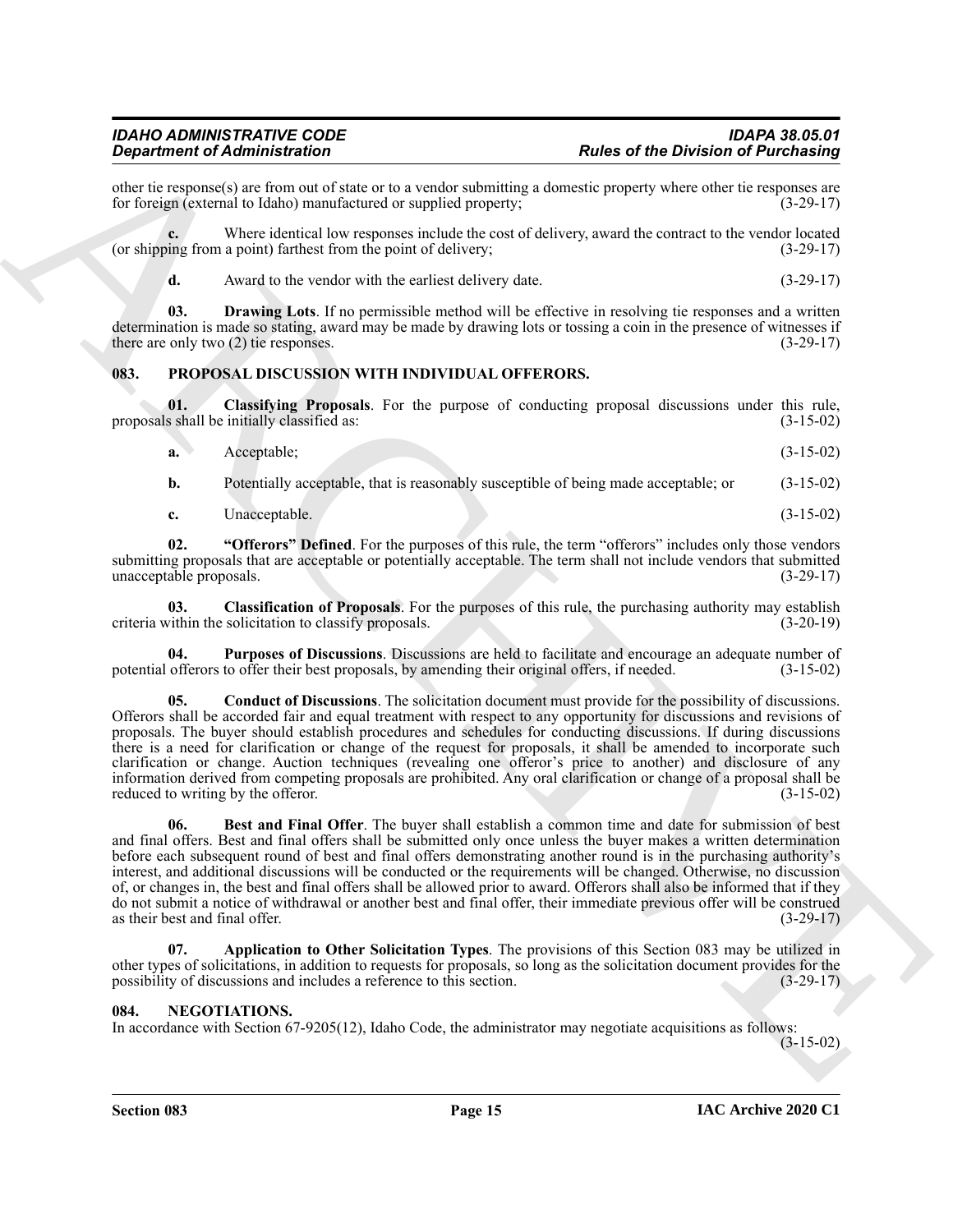other tie response(s) are from out of state or to a vendor submitting a domestic property where other tie responses are for foreign (external to Idaho) manufactured or supplied property; (3-29-17)

**c.** Where identical low responses include the cost of delivery, award the contract to the vendor located (or shipping from a point) farthest from the point of delivery; (3-29-17)

**d.** Award to the vendor with the earliest delivery date. (3-29-17)

**03. Drawing Lots**. If no permissible method will be effective in resolving tie responses and a written determination is made so stating, award may be made by drawing lots or tossing a coin in the presence of witnesses if there are only two (2) tie responses. (3-29-17)

### 083. PROPOSAL DISCUSSION WITH INDIVIDUAL OFFERORS.

**01. Classifying Proposals**. For the purpose of conducting proposal discussions under this rule, proposals shall be initially classified as: (3-15-02)

**a.** Acceptable; (3-15-02)

**b.** Potentially acceptable, that is reasonably susceptible of being made acceptable; or (3-15-02)

**c.** Unacceptable. (3-15-02)

**02. "Offerors" Defined**. For the purposes of this rule, the term "offerors" includes only those vendors submitting proposals that are acceptable or potentially acceptable. The term shall not include vendors that submitted unacceptable proposals. (3-29-17)

**03. Classification of Proposals**. For the purposes of this rule, the purchasing authority may establish criteria within the solicitation to classify proposals. (3-20-19)

**04. Purposes of Discussions**. Discussions are held to facilitate and encourage an adequate number of potential offerors to offer their best proposals, by amending their original offers, if needed. (3-15-02)

**05. Conduct of Discussions**. The solicitation document must provide for the possibility of discussions. Offerors shall be accorded fair and equal treatment with respect to any opportunity for discussions and revisions of proposals. The buyer should establish procedures and schedules for conducting discussions. If during discussions there is a need for clarification or change of the request for proposals, it shall be amended to incorporate such clarification or change. Auction techniques (revealing one offeror's price to another) and disclosure of any information derived from competing proposals are prohibited. Any oral clarification or change of a proposal shall be reduced to writing by the offeror. (3-15-02)

**06. Best and Final Offer**. The buyer shall establish a common time and date for submission of best and final offers. Best and final offers shall be submitted only once unless the buyer makes a written determination before each subsequent round of best and final offers demonstrating another round is in the purchasing authority's interest, and additional discussions will be conducted or the requirements will be changed. Otherwise, no discussion of, or changes in, the best and final offers shall be allowed prior to award. Offerors shall also be informed that if they do not submit a notice of withdrawal or another best and final offer, their immediate previous offer will be construed as their best and final offer. (3-29-17)

**07. Application to Other Solicitation Types**. The provisions of this Section 083 may be utilized in other types of solicitations, in addition to requests for proposals, so long as the solicitation document provides for the possibility of discussions and includes a reference to this section. (3-29-17)

### 084. NEGOTIATIONS.

In accordance with Section 67-9205(12), Idaho Code, the administrator may negotiate acquisitions as follows: (3-15-02)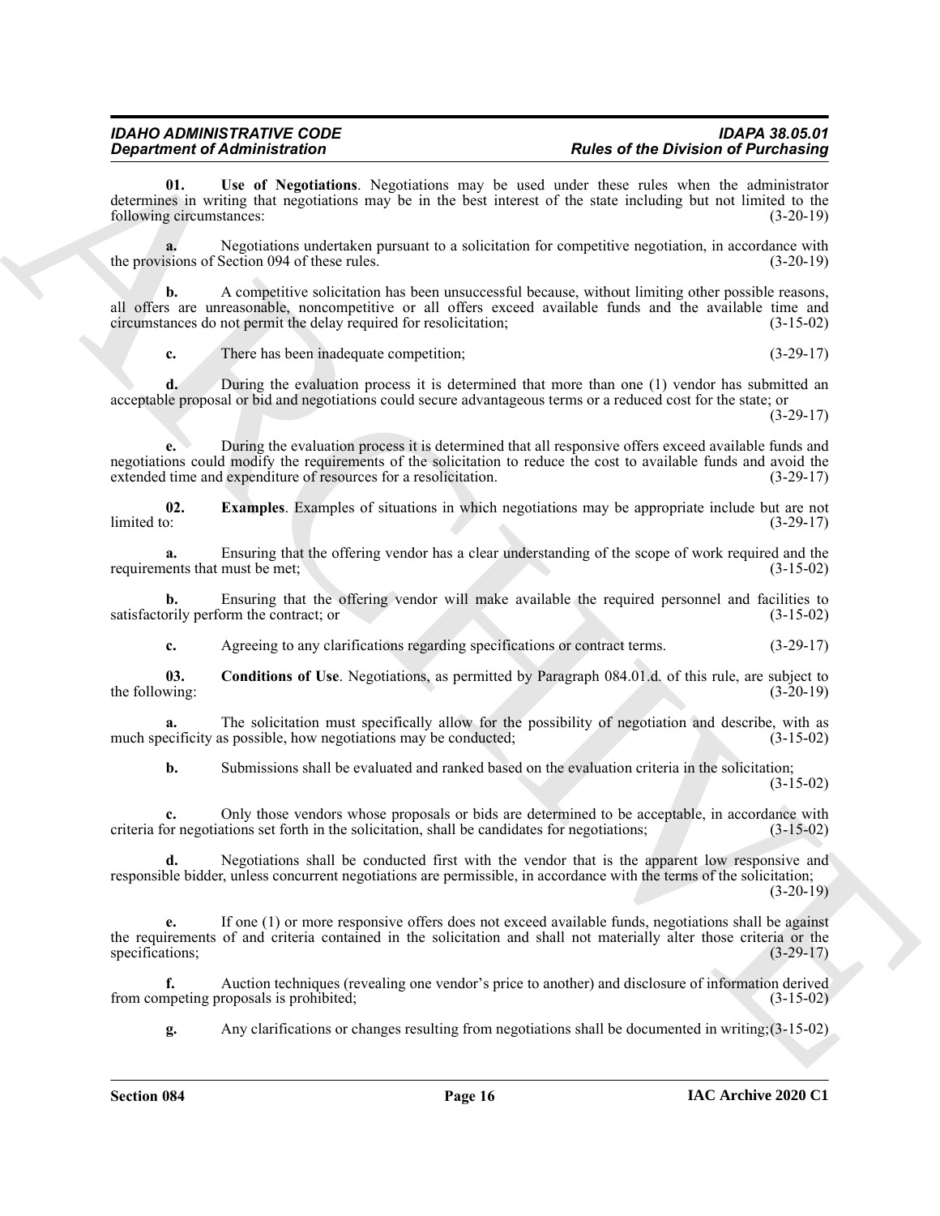**01. Use of Negotiations**. Negotiations may be used under these rules when the administrator determines in writing that negotiations may be in the best interest of the state including but not limited to the following circumstances: (3-20-19)

**a.** Negotiations undertaken pursuant to a solicitation for competitive negotiation, in accordance with the provisions of Section 094 of these rules. (3-20-19)

**b.** A competitive solicitation has been unsuccessful because, without limiting other possible reasons, all offers are unreasonable, noncompetitive or all offers exceed available funds and the available time and circumstances do not permit the delay required for resolicitation; (3-15-02)

**c.** There has been inadequate competition; (3-29-17)

**d.** During the evaluation process it is determined that more than one (1) vendor has submitted an acceptable proposal or bid and negotiations could secure advantageous terms or a reduced cost for the state; or (3-29-17)

**e.** During the evaluation process it is determined that all responsive offers exceed available funds and negotiations could modify the requirements of the solicitation to reduce the cost to available funds and avoid the extended time and expenditure of resources for a resolicitation. (3-29-17)

**02. Examples**. Examples of situations in which negotiations may be appropriate include but are not limited to: (3-29-17)

**a.** Ensuring that the offering vendor has a clear understanding of the scope of work required and the requirements that must be met; (3-15-02)

**b.** Ensuring that the offering vendor will make available the required personnel and facilities to satisfactorily perform the contract; or (3-15-02)

**c.** Agreeing to any clarifications regarding specifications or contract terms. (3-29-17)

**03. Conditions of Use**. Negotiations, as permitted by Paragraph 084.01.d. of this rule, are subject to the following: (3-20-19)

**a.** The solicitation must specifically allow for the possibility of negotiation and describe, with as much specificity as possible, how negotiations may be conducted; (3-15-02)

**b.** Submissions shall be evaluated and ranked based on the evaluation criteria in the solicitation; (3-15-02)

**c.** Only those vendors whose proposals or bids are determined to be acceptable, in accordance with criteria for negotiations set forth in the solicitation, shall be candidates for negotiations; (3-15-02)

**d.** Negotiations shall be conducted first with the vendor that is the apparent low responsive and responsible bidder, unless concurrent negotiations are permissible, in accordance with the terms of the solicitation; (3-20-19)

**e.** If one (1) or more responsive offers does not exceed available funds, negotiations shall be against the requirements of and criteria contained in the solicitation and shall not materially alter those criteria or the specifications; (3-29-17)

**f.** Auction techniques (revealing one vendor's price to another) and disclosure of information derived from competing proposals is prohibited; (3-15-02)

**g.** Any clarifications or changes resulting from negotiations shall be documented in writing;(3-15-02)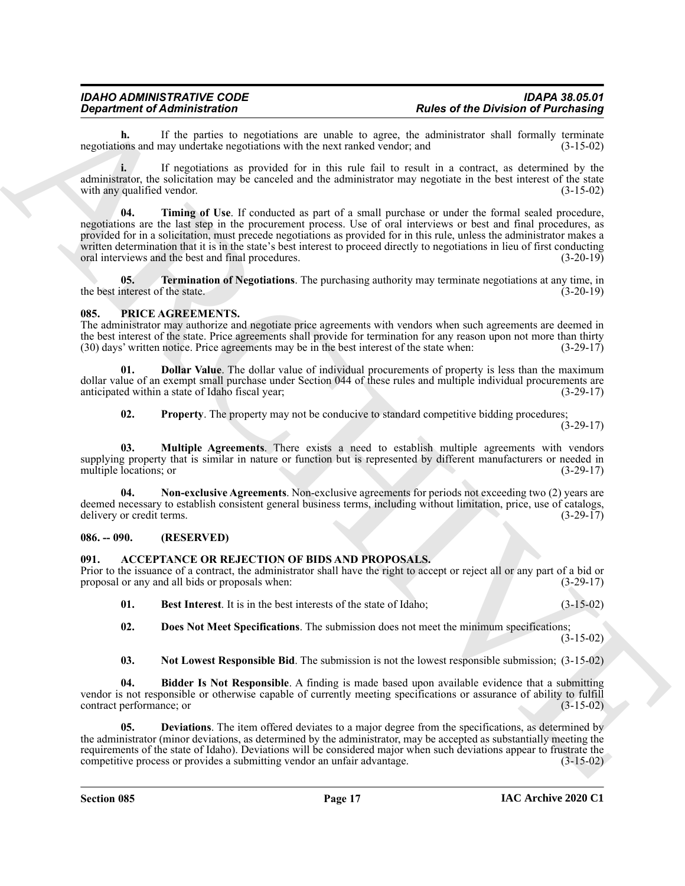**h.** If the parties to negotiations are unable to agree, the administrator shall formally terminate negotiations and may undertake negotiations with the next ranked vendor; and (3-15-02)

**i.** If negotiations as provided for in this rule fail to result in a contract, as determined by the administrator, the solicitation may be canceled and the administrator may negotiate in the best interest of the state with any qualified vendor. (3-15-02)

**04. Timing of Use**. If conducted as part of a small purchase or under the formal sealed procedure, negotiations are the last step in the procurement process. Use of oral interviews or best and final procedures, as provided for in a solicitation, must precede negotiations as provided for in this rule, unless the administrator makes a written determination that it is in the state's best interest to proceed directly to negotiations in lieu of first conducting oral interviews and the best and final procedures. (3-20-19)

**05. Termination of Negotiations**. The purchasing authority may terminate negotiations at any time, in the best interest of the state. (3-20-19)

### 085. PRICE AGREEMENTS.

The administrator may authorize and negotiate price agreements with vendors when such agreements are deemed in the best interest of the state. Price agreements shall provide for termination for any reason upon not more than thirty (30) days' written notice. Price agreements may be in the best interest of the state when: (3-29-17)

**01. Dollar Value**. The dollar value of individual procurements of property is less than the maximum dollar value of an exempt small purchase under Section 044 of these rules and multiple individual procurements are anticipated within a state of Idaho fiscal year; (3-29-17)

**02. Property**. The property may not be conducive to standard competitive bidding procedures; (3-29-17)

**03. Multiple Agreements**. There exists a need to establish multiple agreements with vendors supplying property that is similar in nature or function but is represented by different manufacturers or needed in multiple locations; or (3-29-17)

**04. Non-exclusive Agreements**. Non-exclusive agreements for periods not exceeding two (2) years are deemed necessary to establish consistent general business terms, including without limitation, price, use of catalogs, delivery or credit terms. (3-29-17)

### 086. -- 090. (RESERVED)

### 091. ACCEPTANCE OR REJECTION OF BIDS AND PROPOSALS.

Prior to the issuance of a contract, the administrator shall have the right to accept or reject all or any part of a bid or proposal or any and all bids or proposals when: (3-29-17)

**01. Best Interest**. It is in the best interests of the state of Idaho; (3-15-02)

**02. Does Not Meet Specifications**. The submission does not meet the minimum specifications; (3-15-02)

**03. Not Lowest Responsible Bid**. The submission is not the lowest responsible submission; (3-15-02)

**04. Bidder Is Not Responsible**. A finding is made based upon available evidence that a submitting vendor is not responsible or otherwise capable of currently meeting specifications or assurance of ability to fulfill contract performance; or (3-15-02)

**05. Deviations**. The item offered deviates to a major degree from the specifications, as determined by the administrator (minor deviations, as determined by the administrator, may be accepted as substantially meeting the requirements of the state of Idaho). Deviations will be considered major when such deviations appear to frustrate the competitive process or provides a submitting vendor an unfair advantage. (3-15-02)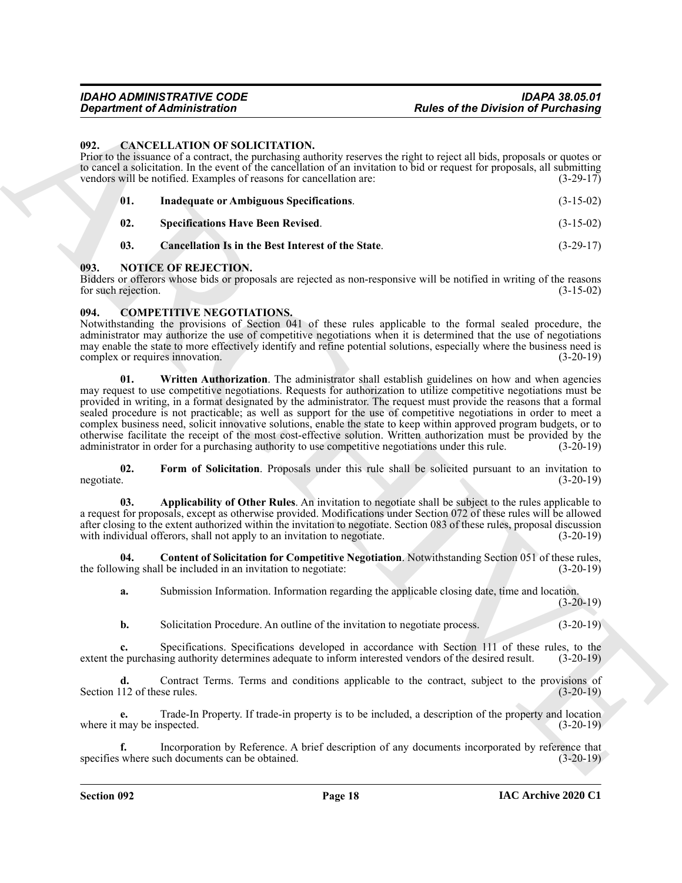## 092. CANCELLATION OF SOLICITATION.

Prior to the issuance of a contract, the purchasing authority reserves the right to reject all bids, proposals or quotes or to cancel a solicitation. In the event of the cancellation of an invitation to bid or request for proposals, all submitting vendors will be notified. Examples of reasons for cancellation are: (3-29-17)

**01. Inadequate or Ambiguous Specifications**. (3-15-02)

**02. Specifications Have Been Revised**. (3-15-02)

**03. Cancellation Is in the Best Interest of the State**. (3-29-17)

## 093. NOTICE OF REJECTION.

Bidders or offerors whose bids or proposals are rejected as non-responsive will be notified in writing of the reasons for such rejection. (3-15-02)

## 094. COMPETITIVE NEGOTIATIONS.

Notwithstanding the provisions of Section 041 of these rules applicable to the formal sealed procedure, the administrator may authorize the use of competitive negotiations when it is determined that the use of negotiations may enable the state to more effectively identify and refine potential solutions, especially where the business need is complex or requires innovation. (3-20-19)

**01. Written Authorization**. The administrator shall establish guidelines on how and when agencies may request to use competitive negotiations. Requests for authorization to utilize competitive negotiations must be provided in writing, in a format designated by the administrator. The request must provide the reasons that a formal sealed procedure is not practicable; as well as support for the use of competitive negotiations in order to meet a complex business need, solicit innovative solutions, enable the state to keep within approved program budgets, or to otherwise facilitate the receipt of the most cost-effective solution. Written authorization must be provided by the administrator in order for a purchasing authority to use competitive negotiations under this rule. (3-20-19)

**02. Form of Solicitation**. Proposals under this rule shall be solicited pursuant to an invitation to negotiate. (3-20-19)

**03. Applicability of Other Rules**. An invitation to negotiate shall be subject to the rules applicable to a request for proposals, except as otherwise provided. Modifications under Section 072 of these rules will be allowed after closing to the extent authorized within the invitation to negotiate. Section 083 of these rules, proposal discussion with individual offerors, shall not apply to an invitation to negotiate. (3-20-19)

**04. Content of Solicitation for Competitive Negotiation**. Notwithstanding Section 051 of these rules, the following shall be included in an invitation to negotiate: (3-20-19)

**a.** Submission Information. Information regarding the applicable closing date, time and location. (3-20-19)

**b.** Solicitation Procedure. An outline of the invitation to negotiate process. (3-20-19)

**c.** Specifications. Specifications developed in accordance with Section 111 of these rules, to the extent the purchasing authority determines adequate to inform interested vendors of the desired result. (3-20-19)

**d.** Contract Terms. Terms and conditions applicable to the contract, subject to the provisions of Section 112 of these rules. (3-20-19)

**e.** Trade-In Property. If trade-in property is to be included, a description of the property and location where it may be inspected. (3-20-19)

**f.** Incorporation by Reference. A brief description of any documents incorporated by reference that specifies where such documents can be obtained. (3-20-19)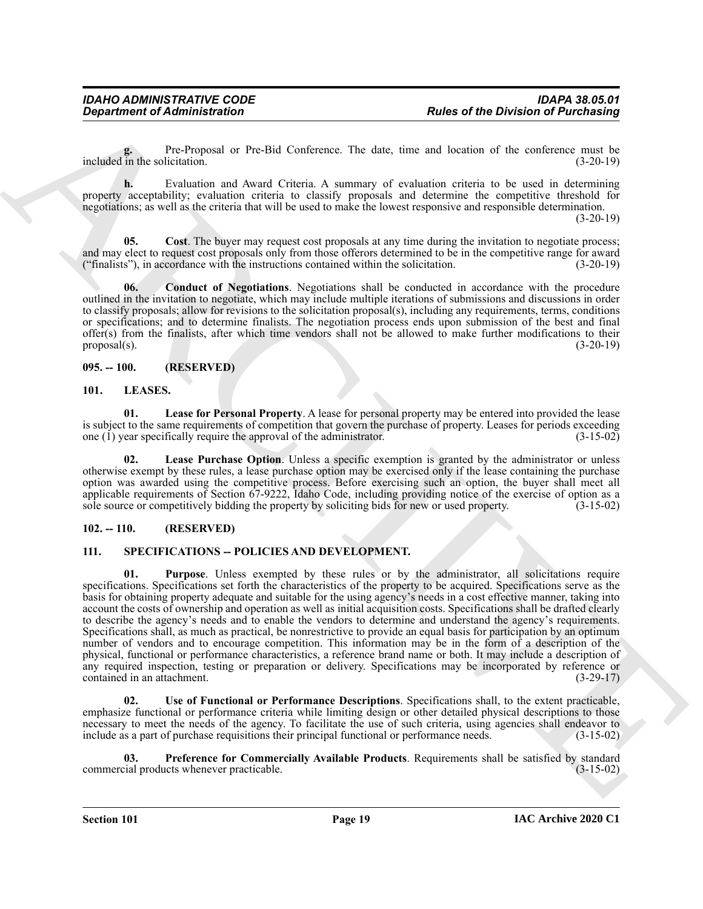**g.** Pre-Proposal or Pre-Bid Conference. The date, time and location of the conference must be included in the solicitation. (3-20-19)

**h.** Evaluation and Award Criteria. A summary of evaluation criteria to be used in determining property acceptability; evaluation criteria to classify proposals and determine the competitive threshold for negotiations; as well as the criteria that will be used to make the lowest responsive and responsible determination. (3-20-19)

**05. Cost**. The buyer may request cost proposals at any time during the invitation to negotiate process; and may elect to request cost proposals only from those offerors determined to be in the competitive range for award ("finalists"), in accordance with the instructions contained within the solicitation. (3-20-19)

**06. Conduct of Negotiations**. Negotiations shall be conducted in accordance with the procedure outlined in the invitation to negotiate, which may include multiple iterations of submissions and discussions in order to classify proposals; allow for revisions to the solicitation proposal(s), including any requirements, terms, conditions or specifications; and to determine finalists. The negotiation process ends upon submission of the best and final offer(s) from the finalists, after which time vendors shall not be allowed to make further modifications to their proposal(s). (3-20-19)

## 095. -- 100. (RESERVED)

## 101. LEASES.

**01. Lease for Personal Property**. A lease for personal property may be entered into provided the lease is subject to the same requirements of competition that govern the purchase of property. Leases for periods exceeding one (1) year specifically require the approval of the administrator. (3-15-02)

**02. Lease Purchase Option**. Unless a specific exemption is granted by the administrator or unless otherwise exempt by these rules, a lease purchase option may be exercised only if the lease containing the purchase option was awarded using the competitive process. Before exercising such an option, the buyer shall meet all applicable requirements of Section 67-9222, Idaho Code, including providing notice of the exercise of option as a sole source or competitively bidding the property by soliciting bids for new or used property. (3-15-02)

## 102. -- 110. (RESERVED)

## 111. SPECIFICATIONS -- POLICIES AND DEVELOPMENT.

**01. Purpose**. Unless exempted by these rules or by the administrator, all solicitations require specifications. Specifications set forth the characteristics of the property to be acquired. Specifications serve as the basis for obtaining property adequate and suitable for the using agency's needs in a cost effective manner, taking into account the costs of ownership and operation as well as initial acquisition costs. Specifications shall be drafted clearly to describe the agency's needs and to enable the vendors to determine and understand the agency's requirements. Specifications shall, as much as practical, be nonrestrictive to provide an equal basis for participation by an optimum number of vendors and to encourage competition. This information may be in the form of a description of the physical, functional or performance characteristics, a reference brand name or both. It may include a description of any required inspection, testing or preparation or delivery. Specifications may be incorporated by reference or contained in an attachment. (3-29-17)

**02. Use of Functional or Performance Descriptions**. Specifications shall, to the extent practicable, emphasize functional or performance criteria while limiting design or other detailed physical descriptions to those necessary to meet the needs of the agency. To facilitate the use of such criteria, using agencies shall endeavor to include as a part of purchase requisitions their principal functional or performance needs. (3-15-02)

**03. Preference for Commercially Available Products**. Requirements shall be satisfied by standard commercial products whenever practicable. (3-15-02)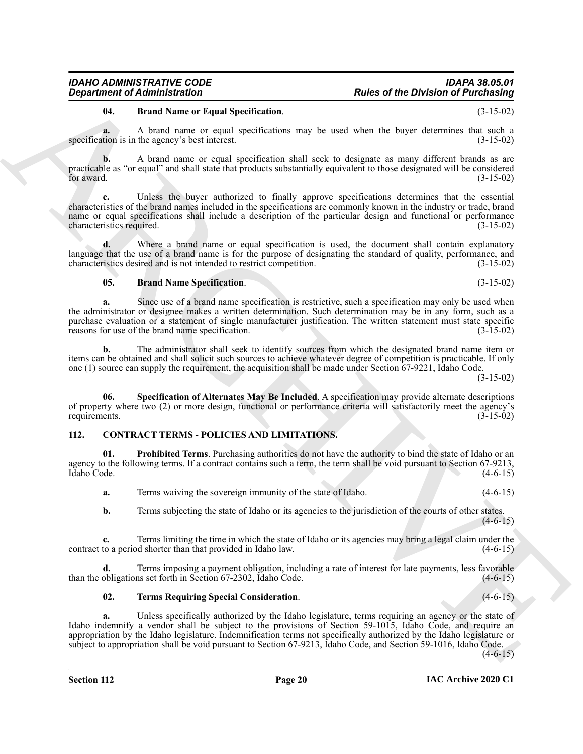**04. Brand Name or Equal Specification**. (3-15-02)

**a.** A brand name or equal specifications may be used when the buyer determines that such a specification is in the agency's best interest. (3-15-02)

**b.** A brand name or equal specification shall seek to designate as many different brands as are practicable as "or equal" and shall state that products substantially equivalent to those designated will be considered for award. (3-15-02)

**c.** Unless the buyer authorized to finally approve specifications determines that the essential characteristics of the brand names included in the specifications are commonly known in the industry or trade, brand name or equal specifications shall include a description of the particular design and functional or performance characteristics required. (3-15-02)

**d.** Where a brand name or equal specification is used, the document shall contain explanatory language that the use of a brand name is for the purpose of designating the standard of quality, performance, and characteristics desired and is not intended to restrict competition. (3-15-02)

**05. Brand Name Specification**. (3-15-02)

**a.** Since use of a brand name specification is restrictive, such a specification may only be used when the administrator or designee makes a written determination. Such determination may be in any form, such as a purchase evaluation or a statement of single manufacturer justification. The written statement must state specific reasons for use of the brand name specification. (3-15-02)

**b.** The administrator shall seek to identify sources from which the designated brand name item or items can be obtained and shall solicit such sources to achieve whatever degree of competition is practicable. If only one (1) source can supply the requirement, the acquisition shall be made under Section 67-9221, Idaho Code. (3-15-02)

**06. Specification of Alternates May Be Included**. A specification may provide alternate descriptions of property where two (2) or more design, functional or performance criteria will satisfactorily meet the agency's requirements. (3-15-02)

## 112. CONTRACT TERMS - POLICIES AND LIMITATIONS.

**01. Prohibited Terms**. Purchasing authorities do not have the authority to bind the state of Idaho or an agency to the following terms. If a contract contains such a term, the term shall be void pursuant to Section 67-9213, Idaho Code. (4-6-15)

**a.** Terms waiving the sovereign immunity of the state of Idaho. (4-6-15)

**b.** Terms subjecting the state of Idaho or its agencies to the jurisdiction of the courts of other states. (4-6-15)

**c.** Terms limiting the time in which the state of Idaho or its agencies may bring a legal claim under the contract to a period shorter than that provided in Idaho law. (4-6-15)

**d.** Terms imposing a payment obligation, including a rate of interest for late payments, less favorable than the obligations set forth in Section 67-2302, Idaho Code. (4-6-15)

**02. Terms Requiring Special Consideration**. (4-6-15)

**a.** Unless specifically authorized by the Idaho legislature, terms requiring an agency or the state of Idaho indemnify a vendor shall be subject to the provisions of Section 59-1015, Idaho Code, and require an appropriation by the Idaho legislature. Indemnification terms not specifically authorized by the Idaho legislature or subject to appropriation shall be void pursuant to Section 67-9213, Idaho Code, and Section 59-1016, Idaho Code. (4-6-15)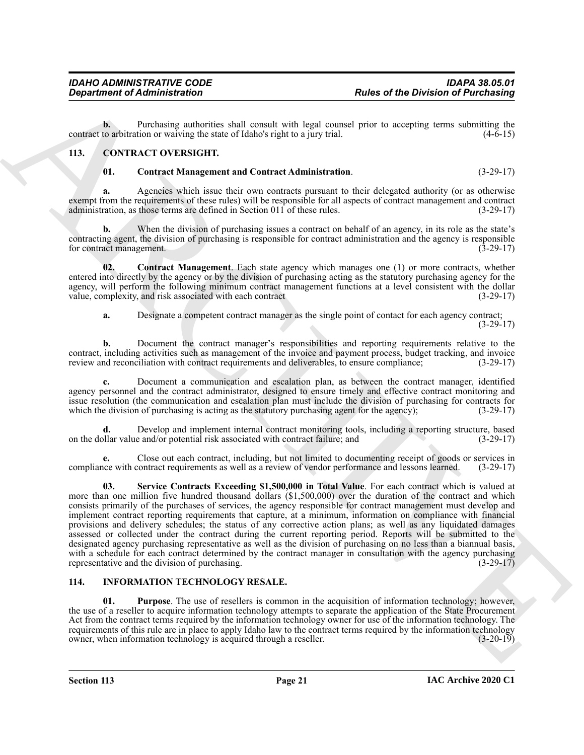**b.** Purchasing authorities shall consult with legal counsel prior to accepting terms submitting the contract to arbitration or waiving the state of Idaho's right to a jury trial. (4-6-15)

## 113. CONTRACT OVERSIGHT.

**01. Contract Management and Contract Administration**. (3-29-17)

**a.** Agencies which issue their own contracts pursuant to their delegated authority (or as otherwise exempt from the requirements of these rules) will be responsible for all aspects of contract management and contract administration, as those terms are defined in Section 011 of these rules. (3-29-17)

**b.** When the division of purchasing issues a contract on behalf of an agency, in its role as the state's contracting agent, the division of purchasing is responsible for contract administration and the agency is responsible for contract management. (3-29-17)

**02. Contract Management**. Each state agency which manages one (1) or more contracts, whether entered into directly by the agency or by the division of purchasing acting as the statutory purchasing agency for the agency, will perform the following minimum contract management functions at a level consistent with the dollar value, complexity, and risk associated with each contract (3-29-17)

**a.** Designate a competent contract manager as the single point of contact for each agency contract; (3-29-17)

**b.** Document the contract manager's responsibilities and reporting requirements relative to the contract, including activities such as management of the invoice and payment process, budget tracking, and invoice review and reconciliation with contract requirements and deliverables, to ensure compliance; (3-29-17)

**c.** Document a communication and escalation plan, as between the contract manager, identified agency personnel and the contract administrator, designed to ensure timely and effective contract monitoring and issue resolution (the communication and escalation plan must include the division of purchasing for contracts for which the division of purchasing is acting as the statutory purchasing agent for the agency); (3-29-17)

**d.** Develop and implement internal contract monitoring tools, including a reporting structure, based on the dollar value and/or potential risk associated with contract failure; and (3-29-17)

**e.** Close out each contract, including, but not limited to documenting receipt of goods or services in compliance with contract requirements as well as a review of vendor performance and lessons learned. (3-29-17)

**03. Service Contracts Exceeding $1,500,000 in Total Value**. For each contract which is valued at more than one million five hundred thousand dollars ($1,500,000) over the duration of the contract and which consists primarily of the purchases of services, the agency responsible for contract management must develop and implement contract reporting requirements that capture, at a minimum, information on compliance with financial provisions and delivery schedules; the status of any corrective action plans; as well as any liquidated damages assessed or collected under the contract during the current reporting period. Reports will be submitted to the designated agency purchasing representative as well as the division of purchasing on no less than a biannual basis, with a schedule for each contract determined by the contract manager in consultation with the agency purchasing representative and the division of purchasing. (3-29-17)

## 114. INFORMATION TECHNOLOGY RESALE.

**01. Purpose**. The use of resellers is common in the acquisition of information technology; however, the use of a reseller to acquire information technology attempts to separate the application of the State Procurement Act from the contract terms required by the information technology owner for use of the information technology. The requirements of this rule are in place to apply Idaho law to the contract terms required by the information technology owner, when information technology is acquired through a reseller. (3-20-19)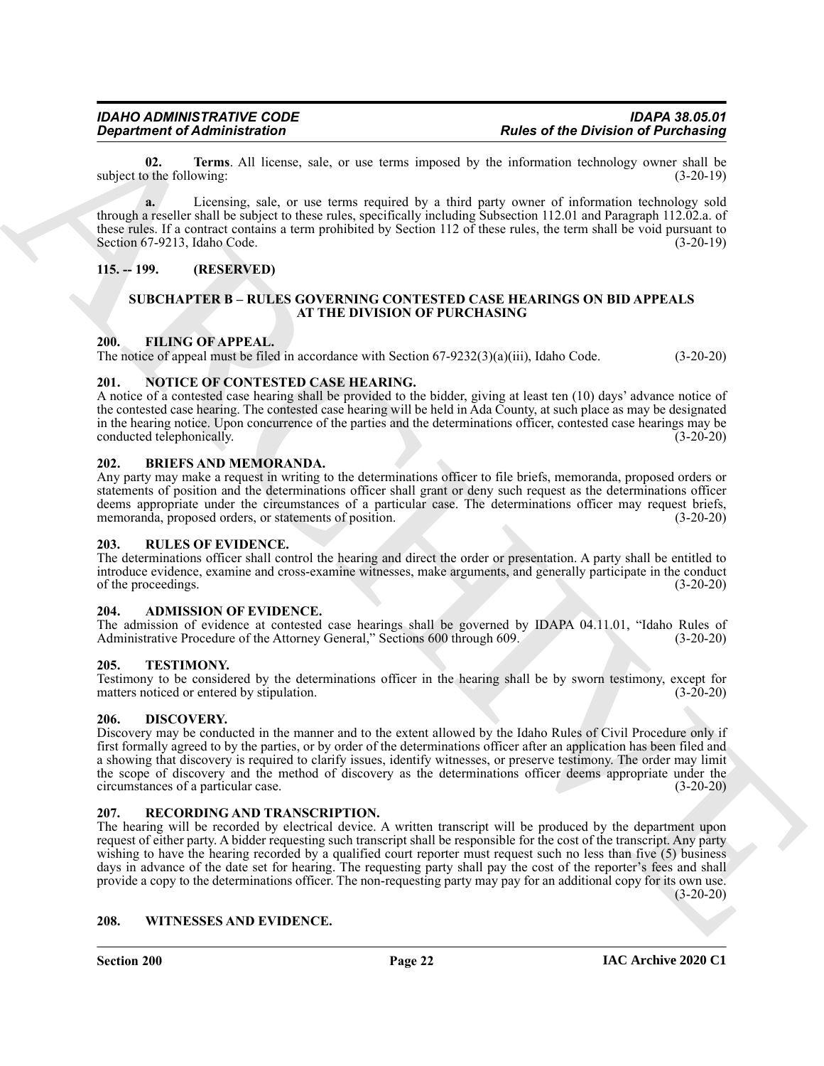**02. Terms**. All license, sale, or use terms imposed by the information technology owner shall be subject to the following: (3-20-19)

**a.** Licensing, sale, or use terms required by a third party owner of information technology sold through a reseller shall be subject to these rules, specifically including Subsection 112.01 and Paragraph 112.02.a. of these rules. If a contract contains a term prohibited by Section 112 of these rules, the term shall be void pursuant to Section 67-9213, Idaho Code. (3-20-19)

## 115. -- 199. (RESERVED)

## SUBCHAPTER B – RULES GOVERNING CONTESTED CASE HEARINGS ON BID APPEALS AT THE DIVISION OF PURCHASING

### 200. FILING OF APPEAL.

The notice of appeal must be filed in accordance with Section 67-9232(3)(a)(iii), Idaho Code. (3-20-20)

### 201. NOTICE OF CONTESTED CASE HEARING.

A notice of a contested case hearing shall be provided to the bidder, giving at least ten (10) days' advance notice of the contested case hearing. The contested case hearing will be held in Ada County, at such place as may be designated in the hearing notice. Upon concurrence of the parties and the determinations officer, contested case hearings may be conducted telephonically. (3-20-20)

### 202. BRIEFS AND MEMORANDA.

Any party may make a request in writing to the determinations officer to file briefs, memoranda, proposed orders or statements of position and the determinations officer shall grant or deny such request as the determinations officer deems appropriate under the circumstances of a particular case. The determinations officer may request briefs, memoranda, proposed orders, or statements of position. (3-20-20)

### 203. RULES OF EVIDENCE.

The determinations officer shall control the hearing and direct the order or presentation. A party shall be entitled to introduce evidence, examine and cross-examine witnesses, make arguments, and generally participate in the conduct of the proceedings. (3-20-20)

### 204. ADMISSION OF EVIDENCE.

The admission of evidence at contested case hearings shall be governed by IDAPA 04.11.01, "Idaho Rules of Administrative Procedure of the Attorney General," Sections 600 through 609. (3-20-20)

### 205. TESTIMONY.

Testimony to be considered by the determinations officer in the hearing shall be by sworn testimony, except for matters noticed or entered by stipulation. (3-20-20)

### 206. DISCOVERY.

Discovery may be conducted in the manner and to the extent allowed by the Idaho Rules of Civil Procedure only if first formally agreed to by the parties, or by order of the determinations officer after an application has been filed and a showing that discovery is required to clarify issues, identify witnesses, or preserve testimony. The order may limit the scope of discovery and the method of discovery as the determinations officer deems appropriate under the circumstances of a particular case. (3-20-20)

### 207. RECORDING AND TRANSCRIPTION.

The hearing will be recorded by electrical device. A written transcript will be produced by the department upon request of either party. A bidder requesting such transcript shall be responsible for the cost of the transcript. Any party wishing to have the hearing recorded by a qualified court reporter must request such no less than five (5) business days in advance of the date set for hearing. The requesting party shall pay the cost of the reporter's fees and shall provide a copy to the determinations officer. The non-requesting party may pay for an additional copy for its own use. (3-20-20)

### 208. WITNESSES AND EVIDENCE.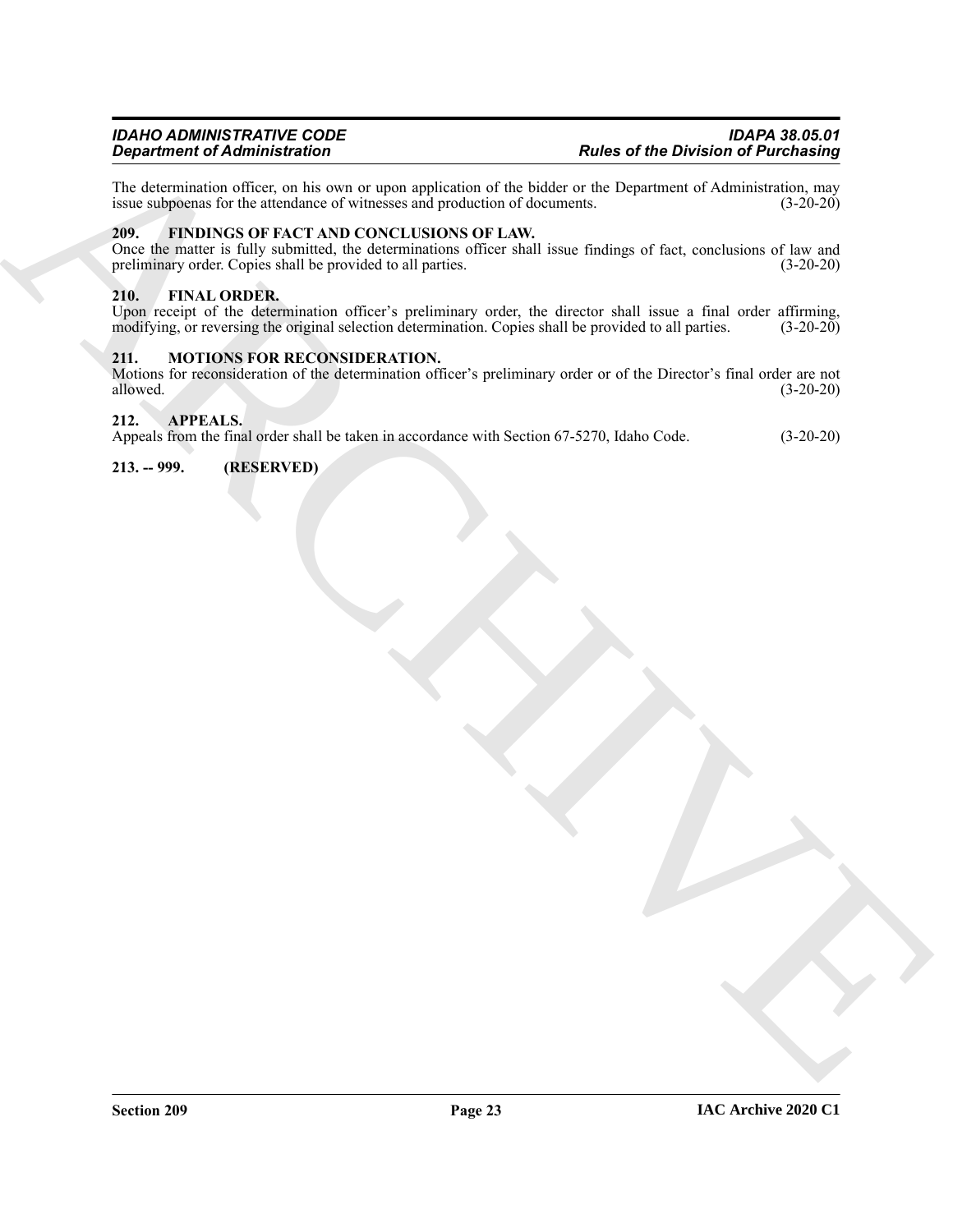The determination officer, on his own or upon application of the bidder or the Department of Administration, may issue subpoenas for the attendance of witnesses and production of documents. (3-20-20)

**209. FINDINGS OF FACT AND CONCLUSIONS OF LAW.**

Once the matter is fully submitted, the determinations officer shall issue findings of fact, conclusions of law and preliminary order. Copies shall be provided to all parties. (3-20-20)

**210. FINAL ORDER.**

Upon receipt of the determination officer's preliminary order, the director shall issue a final order affirming, modifying, or reversing the original selection determination. Copies shall be provided to all parties. (3-20-20)

**211. MOTIONS FOR RECONSIDERATION.**

Motions for reconsideration of the determination officer's preliminary order or of the Director's final order are not allowed. (3-20-20)

**212. APPEALS.**

Appeals from the final order shall be taken in accordance with Section 67-5270, Idaho Code. (3-20-20)

**213. -- 999. (RESERVED)**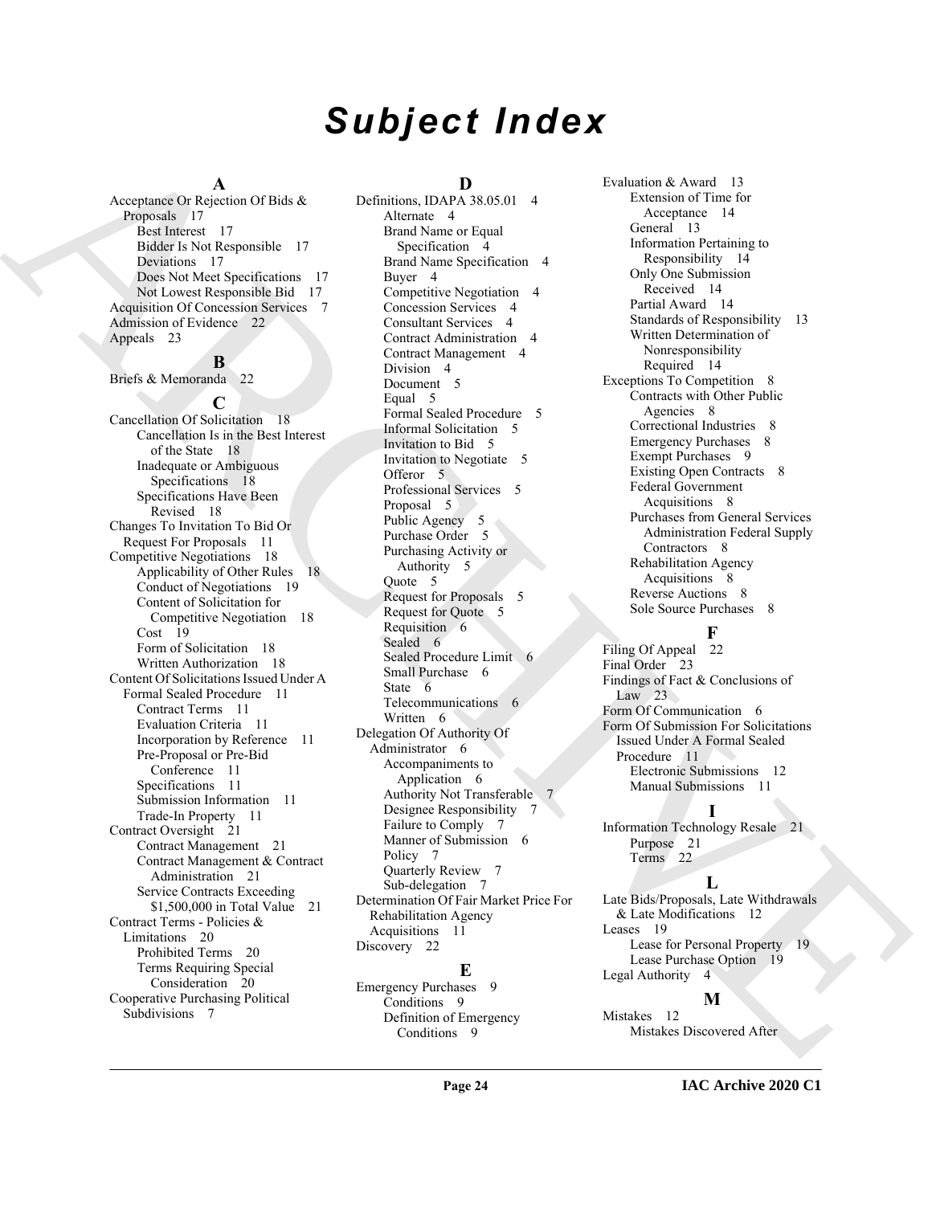# Subject Index

**A**

Acceptance Or Rejection Of Bids & Proposals 17
- Best Interest 17
- Bidder Is Not Responsible 17
- Deviations 17
- Does Not Meet Specifications 17
- Not Lowest Responsible Bid 17

Acquisition Of Concession Services 7
Admission of Evidence 22
Appeals 23

**B**

Briefs & Memoranda 22

**C**

Cancellation Of Solicitation 18
- Cancellation Is in the Best Interest of the State 18
- Inadequate or Ambiguous Specifications 18
- Specifications Have Been Revised 18

Changes To Invitation To Bid Or Request For Proposals 11
Competitive Negotiations 18
- Applicability of Other Rules 18
- Conduct of Negotiations 19
- Content of Solicitation for Competitive Negotiation 18
- Cost 19
- Form of Solicitation 18
- Written Authorization 18

Content Of Solicitations Issued Under A Formal Sealed Procedure 11
- Contract Terms 11
- Evaluation Criteria 11
- Incorporation by Reference 11
- Pre-Proposal or Pre-Bid Conference 11
- Specifications 11
- Submission Information 11
- Trade-In Property 11

Contract Oversight 21
- Contract Management 21
- Contract Management & Contract Administration 21
- Service Contracts Exceeding $1,500,000 in Total Value 21

Contract Terms - Policies & Limitations 20
- Prohibited Terms 20
- Terms Requiring Special Consideration 20

Cooperative Purchasing Political Subdivisions 7

**D**

Definitions, IDAPA 38.05.01 4
- Alternate 4
- Brand Name or Equal Specification 4
- Brand Name Specification 4
- Buyer 4
- Competitive Negotiation 4
- Concession Services 4
- Consultant Services 4
- Contract Administration 4
- Contract Management 4
- Division 4
- Document 5
- Equal 5
- Formal Sealed Procedure 5
- Informal Solicitation 5
- Invitation to Bid 5
- Invitation to Negotiate 5
- Offeror 5
- Professional Services 5
- Proposal 5
- Public Agency 5
- Purchase Order 5
- Purchasing Activity or Authority 5
- Quote 5
- Request for Proposals 5
- Request for Quote 5
- Requisition 6
- Sealed 6
- Sealed Procedure Limit 6
- Small Purchase 6
- State 6
- Telecommunications 6
- Written 6

Delegation Of Authority Of Administrator 6
- Accompaniments to Application 6
- Authority Not Transferable 7
- Designee Responsibility 7
- Failure to Comply 7
- Manner of Submission 6
- Policy 7
- Quarterly Review 7
- Sub-delegation 7

Determination Of Fair Market Price For Rehabilitation Agency Acquisitions 11
Discovery 22

**E**

Emergency Purchases 9
- Conditions 9
- Definition of Emergency Conditions 9

Evaluation & Award 13
- Extension of Time for Acceptance 14
- General 13
- Information Pertaining to Responsibility 14
- Only One Submission Received 14
- Partial Award 14
- Standards of Responsibility 13
- Written Determination of Nonresponsibility Required 14

Exceptions To Competition 8
- Contracts with Other Public Agencies 8
- Correctional Industries 8
- Emergency Purchases 8
- Exempt Purchases 9
- Existing Open Contracts 8
- Federal Government Acquisitions 8
- Purchases from General Services Administration Federal Supply Contractors 8
- Rehabilitation Agency Acquisitions 8
- Reverse Auctions 8
- Sole Source Purchases 8

**F**

Filing Of Appeal 22
Final Order 23
Findings of Fact & Conclusions of Law 23
Form Of Communication 6
Form Of Submission For Solicitations Issued Under A Formal Sealed Procedure 11
- Electronic Submissions 12
- Manual Submissions 11

**I**

Information Technology Resale 21
- Purpose 21
- Terms 22

**L**

Late Bids/Proposals, Late Withdrawals & Late Modifications 12
Leases 19
- Lease for Personal Property 19
- Lease Purchase Option 19

Legal Authority 4

**M**

Mistakes 12
- Mistakes Discovered After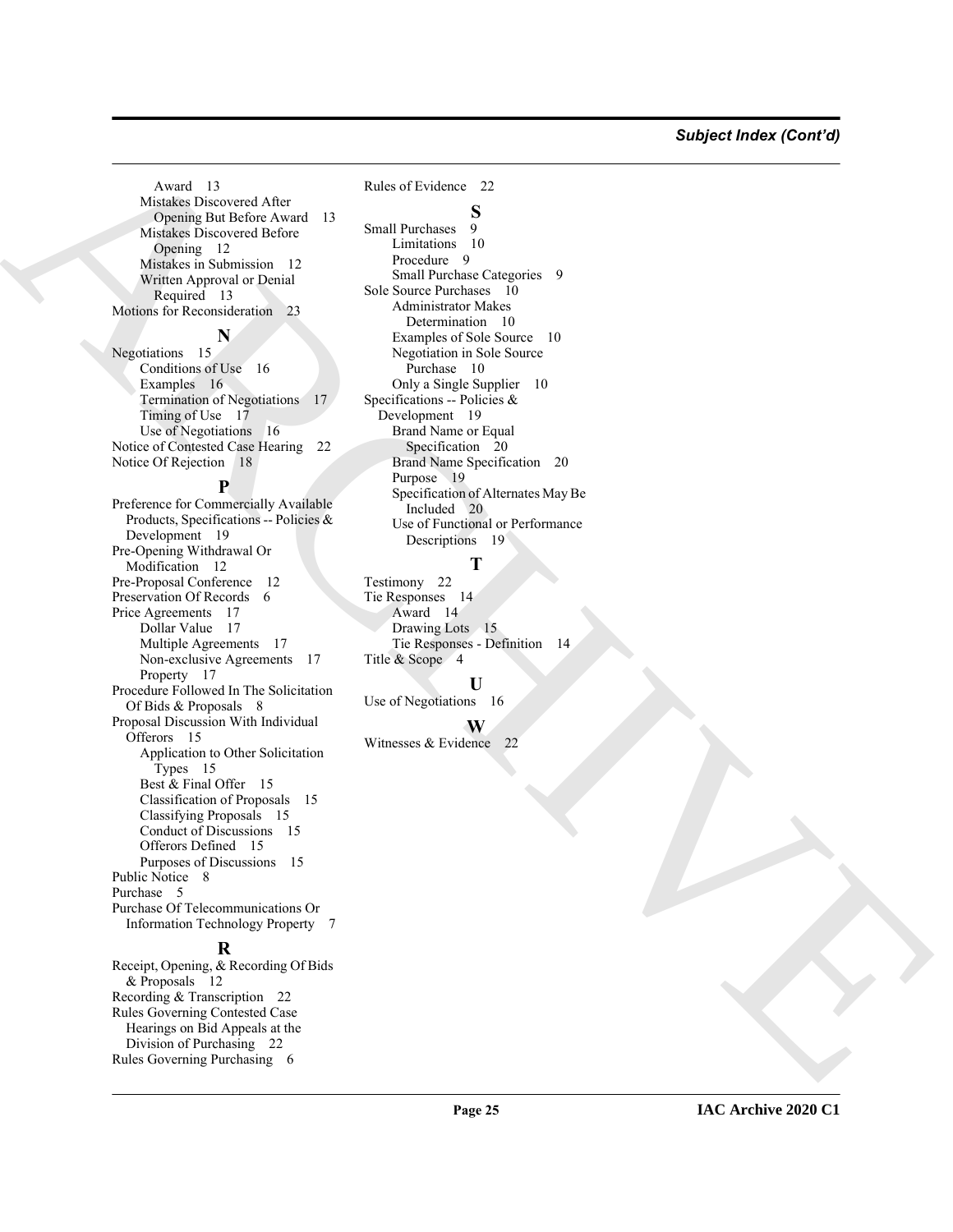Award 13
Mistakes Discovered After Opening But Before Award 13
Mistakes Discovered Before Opening 12
Mistakes in Submission 12
Written Approval or Denial Required 13

Motions for Reconsideration 23

**N**

Negotiations 15
Conditions of Use 16
Examples 16
Termination of Negotiations 17
Timing of Use 17
Use of Negotiations 16

Notice of Contested Case Hearing 22

Notice Of Rejection 18

**P**

Preference for Commercially Available Products, Specifications -- Policies & Development 19

Pre-Opening Withdrawal Or Modification 12

Pre-Proposal Conference 12

Preservation Of Records 6

Price Agreements 17
Dollar Value 17
Multiple Agreements 17
Non-exclusive Agreements 17
Property 17

Procedure Followed In The Solicitation Of Bids & Proposals 8

Proposal Discussion With Individual Offerors 15
Application to Other Solicitation Types 15
Best & Final Offer 15
Classification of Proposals 15
Classifying Proposals 15
Conduct of Discussions 15
Offerors Defined 15
Purposes of Discussions 15

Public Notice 8

Purchase 5

Purchase Of Telecommunications Or Information Technology Property 7

**R**

Receipt, Opening, & Recording Of Bids & Proposals 12

Recording & Transcription 22

Rules Governing Contested Case Hearings on Bid Appeals at the Division of Purchasing 22

Rules Governing Purchasing 6

Rules of Evidence 22

**S**

Small Purchases 9
Limitations 10
Procedure 9
Small Purchase Categories 9

Sole Source Purchases 10
Administrator Makes Determination 10
Examples of Sole Source 10
Negotiation in Sole Source Purchase 10
Only a Single Supplier 10

Specifications -- Policies & Development 19
Brand Name or Equal Specification 20
Brand Name Specification 20
Purpose 19
Specification of Alternates May Be Included 20
Use of Functional or Performance Descriptions 19

**T**

Testimony 22

Tie Responses 14
Award 14
Drawing Lots 15
Tie Responses - Definition 14

Title & Scope 4

**U**

Use of Negotiations 16

**W**

Witnesses & Evidence 22